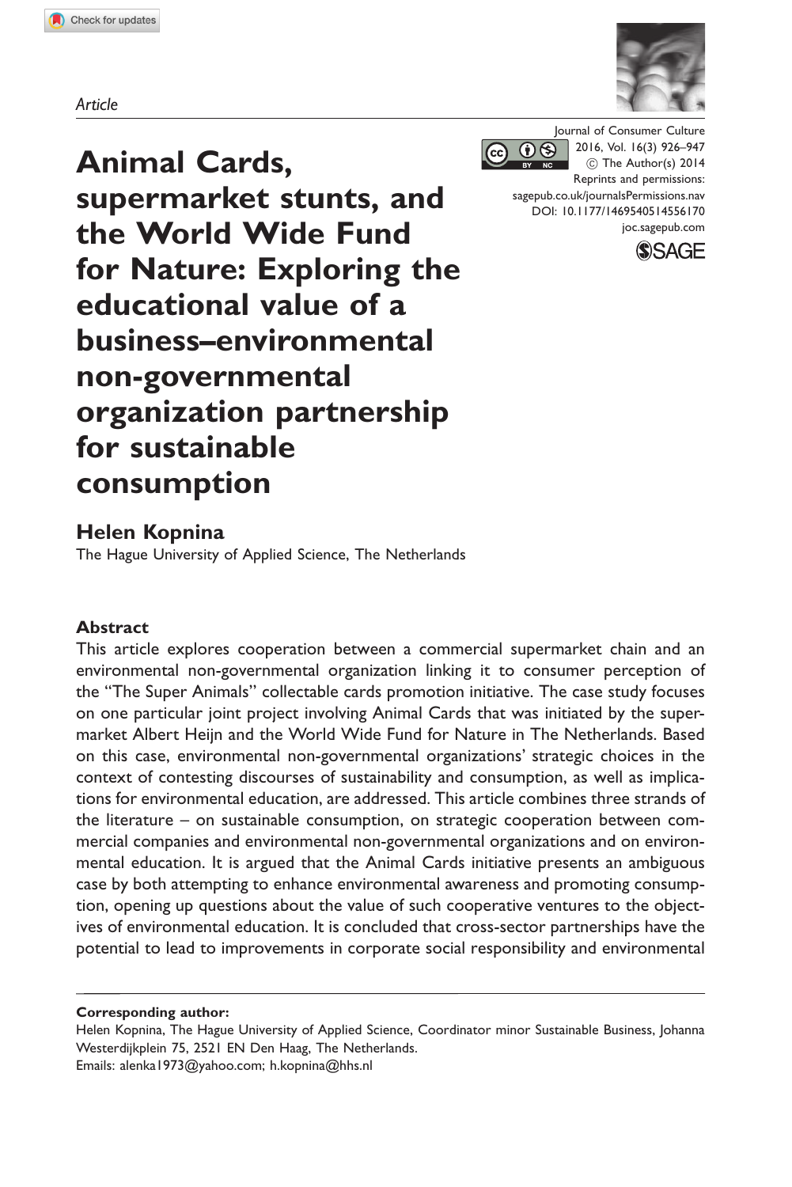*Article*

# Animal Cards, supermarket stunts, and the World Wide Fund for Nature: Exploring the educational value of a business–environmental non-governmental organization partnership for sustainable consumption

Journal of Consumer Culture
2016, Vol. 16(3) 926–947
© The Author(s) 2014
Reprints and permissions: sagepub.co.uk/journalsPermissions.nav
DOI: 10.1177/1469540514556170
joc.sagepub.com

**Helen Kopnina**
The Hague University of Applied Science, The Netherlands

## Abstract

This article explores cooperation between a commercial supermarket chain and an environmental non-governmental organization linking it to consumer perception of the "The Super Animals" collectable cards promotion initiative. The case study focuses on one particular joint project involving Animal Cards that was initiated by the supermarket Albert Heijn and the World Wide Fund for Nature in The Netherlands. Based on this case, environmental non-governmental organizations' strategic choices in the context of contesting discourses of sustainability and consumption, as well as implications for environmental education, are addressed. This article combines three strands of the literature – on sustainable consumption, on strategic cooperation between commercial companies and environmental non-governmental organizations and on environmental education. It is argued that the Animal Cards initiative presents an ambiguous case by both attempting to enhance environmental awareness and promoting consumption, opening up questions about the value of such cooperative ventures to the objectives of environmental education. It is concluded that cross-sector partnerships have the potential to lead to improvements in corporate social responsibility and environmental

**Corresponding author:**
Helen Kopnina, The Hague University of Applied Science, Coordinator minor Sustainable Business, Johanna Westerdijkplein 75, 2521 EN Den Haag, The Netherlands.
Emails: alenka1973@yahoo.com; h.kopnina@hhs.nl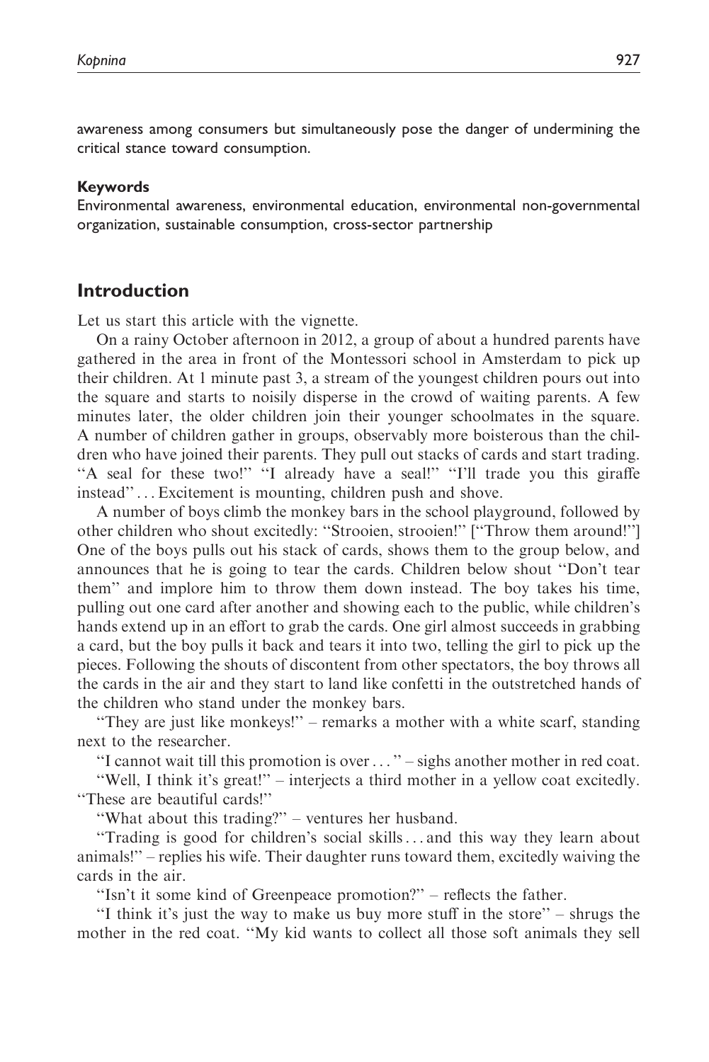awareness among consumers but simultaneously pose the danger of undermining the critical stance toward consumption.

#### Keywords

Environmental awareness, environmental education, environmental non-governmental organization, sustainable consumption, cross-sector partnership

## Introduction

Let us start this article with the vignette.

On a rainy October afternoon in 2012, a group of about a hundred parents have gathered in the area in front of the Montessori school in Amsterdam to pick up their children. At 1 minute past 3, a stream of the youngest children pours out into the square and starts to noisily disperse in the crowd of waiting parents. A few minutes later, the older children join their younger schoolmates in the square. A number of children gather in groups, observably more boisterous than the children who have joined their parents. They pull out stacks of cards and start trading. ''A seal for these two!'' ''I already have a seal!'' ''I'll trade you this giraffe instead''... Excitement is mounting, children push and shove.

A number of boys climb the monkey bars in the school playground, followed by other children who shout excitedly: ''Strooien, strooien!'' [''Throw them around!''] One of the boys pulls out his stack of cards, shows them to the group below, and announces that he is going to tear the cards. Children below shout ''Don't tear them'' and implore him to throw them down instead. The boy takes his time, pulling out one card after another and showing each to the public, while children's hands extend up in an effort to grab the cards. One girl almost succeeds in grabbing a card, but the boy pulls it back and tears it into two, telling the girl to pick up the pieces. Following the shouts of discontent from other spectators, the boy throws all the cards in the air and they start to land like confetti in the outstretched hands of the children who stand under the monkey bars.

''They are just like monkeys!'' – remarks a mother with a white scarf, standing next to the researcher.

''I cannot wait till this promotion is over... '' – sighs another mother in red coat.

''Well, I think it's great!'' – interjects a third mother in a yellow coat excitedly. ''These are beautiful cards!''

''What about this trading?'' – ventures her husband.

''Trading is good for children's social skills... and this way they learn about animals!'' – replies his wife. Their daughter runs toward them, excitedly waiving the cards in the air.

''Isn't it some kind of Greenpeace promotion?'' – reflects the father.

''I think it's just the way to make us buy more stuff in the store'' – shrugs the mother in the red coat. ''My kid wants to collect all those soft animals they sell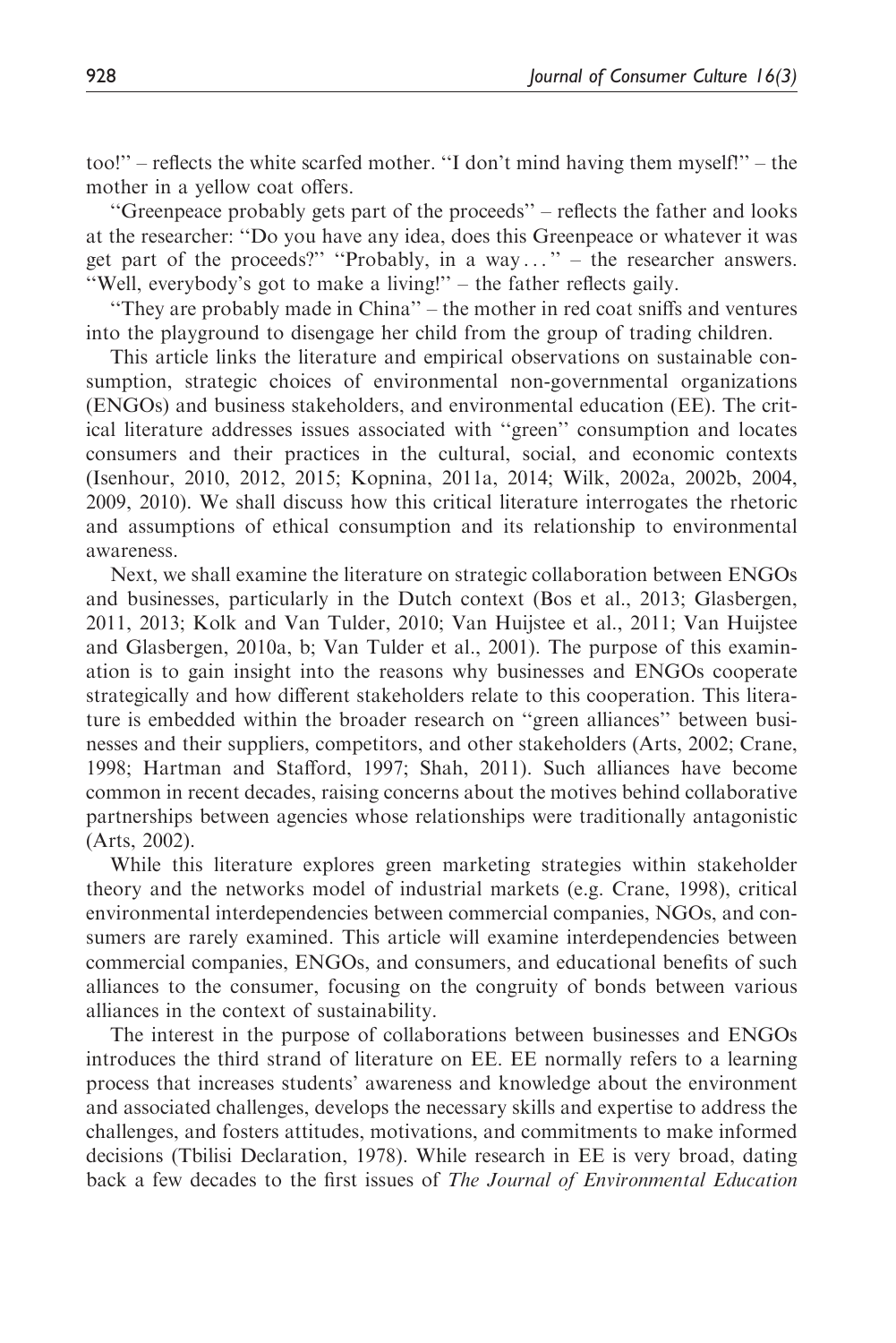too!'' – reflects the white scarfed mother. ''I don't mind having them myself!'' – the mother in a yellow coat offers.

''Greenpeace probably gets part of the proceeds'' – reflects the father and looks at the researcher: ''Do you have any idea, does this Greenpeace or whatever it was get part of the proceeds?'' ''Probably, in a way . . . '' – the researcher answers. ''Well, everybody's got to make a living!'' – the father reflects gaily.

''They are probably made in China'' – the mother in red coat sniffs and ventures into the playground to disengage her child from the group of trading children.

This article links the literature and empirical observations on sustainable consumption, strategic choices of environmental non-governmental organizations (ENGOs) and business stakeholders, and environmental education (EE). The critical literature addresses issues associated with ''green'' consumption and locates consumers and their practices in the cultural, social, and economic contexts (Isenhour, 2010, 2012, 2015; Kopnina, 2011a, 2014; Wilk, 2002a, 2002b, 2004, 2009, 2010). We shall discuss how this critical literature interrogates the rhetoric and assumptions of ethical consumption and its relationship to environmental awareness.

Next, we shall examine the literature on strategic collaboration between ENGOs and businesses, particularly in the Dutch context (Bos et al., 2013; Glasbergen, 2011, 2013; Kolk and Van Tulder, 2010; Van Huijstee et al., 2011; Van Huijstee and Glasbergen, 2010a, b; Van Tulder et al., 2001). The purpose of this examination is to gain insight into the reasons why businesses and ENGOs cooperate strategically and how different stakeholders relate to this cooperation. This literature is embedded within the broader research on ''green alliances'' between businesses and their suppliers, competitors, and other stakeholders (Arts, 2002; Crane, 1998; Hartman and Stafford, 1997; Shah, 2011). Such alliances have become common in recent decades, raising concerns about the motives behind collaborative partnerships between agencies whose relationships were traditionally antagonistic (Arts, 2002).

While this literature explores green marketing strategies within stakeholder theory and the networks model of industrial markets (e.g. Crane, 1998), critical environmental interdependencies between commercial companies, NGOs, and consumers are rarely examined. This article will examine interdependencies between commercial companies, ENGOs, and consumers, and educational benefits of such alliances to the consumer, focusing on the congruity of bonds between various alliances in the context of sustainability.

The interest in the purpose of collaborations between businesses and ENGOs introduces the third strand of literature on EE. EE normally refers to a learning process that increases students' awareness and knowledge about the environment and associated challenges, develops the necessary skills and expertise to address the challenges, and fosters attitudes, motivations, and commitments to make informed decisions (Tbilisi Declaration, 1978). While research in EE is very broad, dating back a few decades to the first issues of *The Journal of Environmental Education*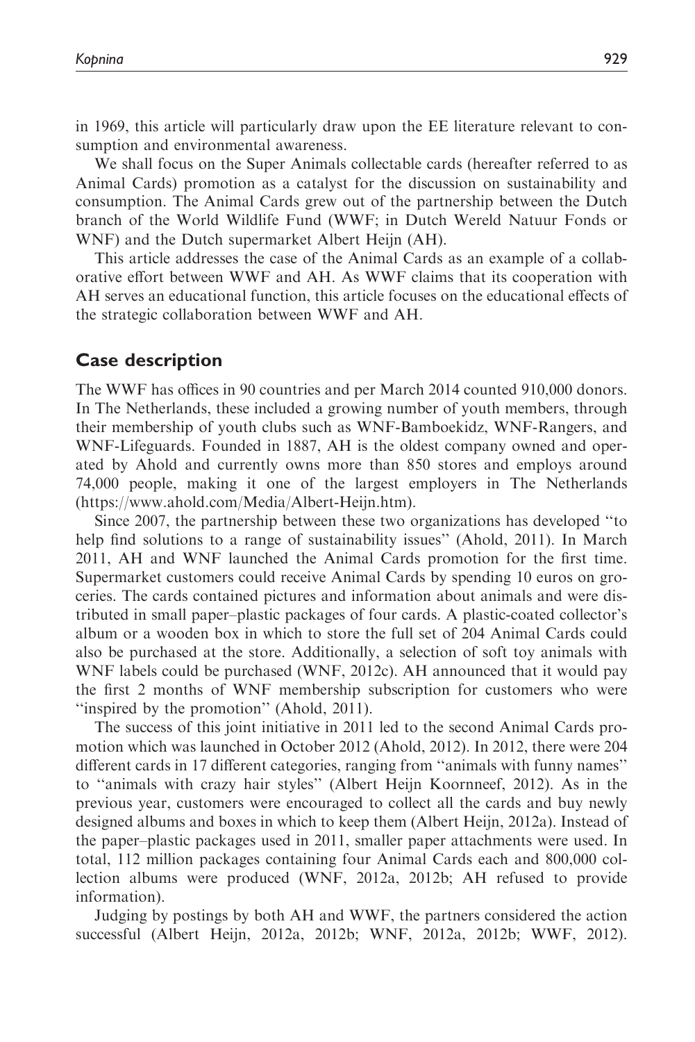in 1969, this article will particularly draw upon the EE literature relevant to consumption and environmental awareness.

We shall focus on the Super Animals collectable cards (hereafter referred to as Animal Cards) promotion as a catalyst for the discussion on sustainability and consumption. The Animal Cards grew out of the partnership between the Dutch branch of the World Wildlife Fund (WWF; in Dutch Wereld Natuur Fonds or WNF) and the Dutch supermarket Albert Heijn (AH).

This article addresses the case of the Animal Cards as an example of a collaborative effort between WWF and AH. As WWF claims that its cooperation with AH serves an educational function, this article focuses on the educational effects of the strategic collaboration between WWF and AH.

## Case description

The WWF has offices in 90 countries and per March 2014 counted 910,000 donors. In The Netherlands, these included a growing number of youth members, through their membership of youth clubs such as WNF-Bamboekidz, WNF-Rangers, and WNF-Lifeguards. Founded in 1887, AH is the oldest company owned and operated by Ahold and currently owns more than 850 stores and employs around 74,000 people, making it one of the largest employers in The Netherlands (https://www.ahold.com/Media/Albert-Heijn.htm).

Since 2007, the partnership between these two organizations has developed ''to help find solutions to a range of sustainability issues'' (Ahold, 2011). In March 2011, AH and WNF launched the Animal Cards promotion for the first time. Supermarket customers could receive Animal Cards by spending 10 euros on groceries. The cards contained pictures and information about animals and were distributed in small paper–plastic packages of four cards. A plastic-coated collector's album or a wooden box in which to store the full set of 204 Animal Cards could also be purchased at the store. Additionally, a selection of soft toy animals with WNF labels could be purchased (WNF, 2012c). AH announced that it would pay the first 2 months of WNF membership subscription for customers who were ''inspired by the promotion'' (Ahold, 2011).

The success of this joint initiative in 2011 led to the second Animal Cards promotion which was launched in October 2012 (Ahold, 2012). In 2012, there were 204 different cards in 17 different categories, ranging from ''animals with funny names'' to ''animals with crazy hair styles'' (Albert Heijn Koornneef, 2012). As in the previous year, customers were encouraged to collect all the cards and buy newly designed albums and boxes in which to keep them (Albert Heijn, 2012a). Instead of the paper–plastic packages used in 2011, smaller paper attachments were used. In total, 112 million packages containing four Animal Cards each and 800,000 collection albums were produced (WNF, 2012a, 2012b; AH refused to provide information).

Judging by postings by both AH and WWF, the partners considered the action successful (Albert Heijn, 2012a, 2012b; WNF, 2012a, 2012b; WWF, 2012).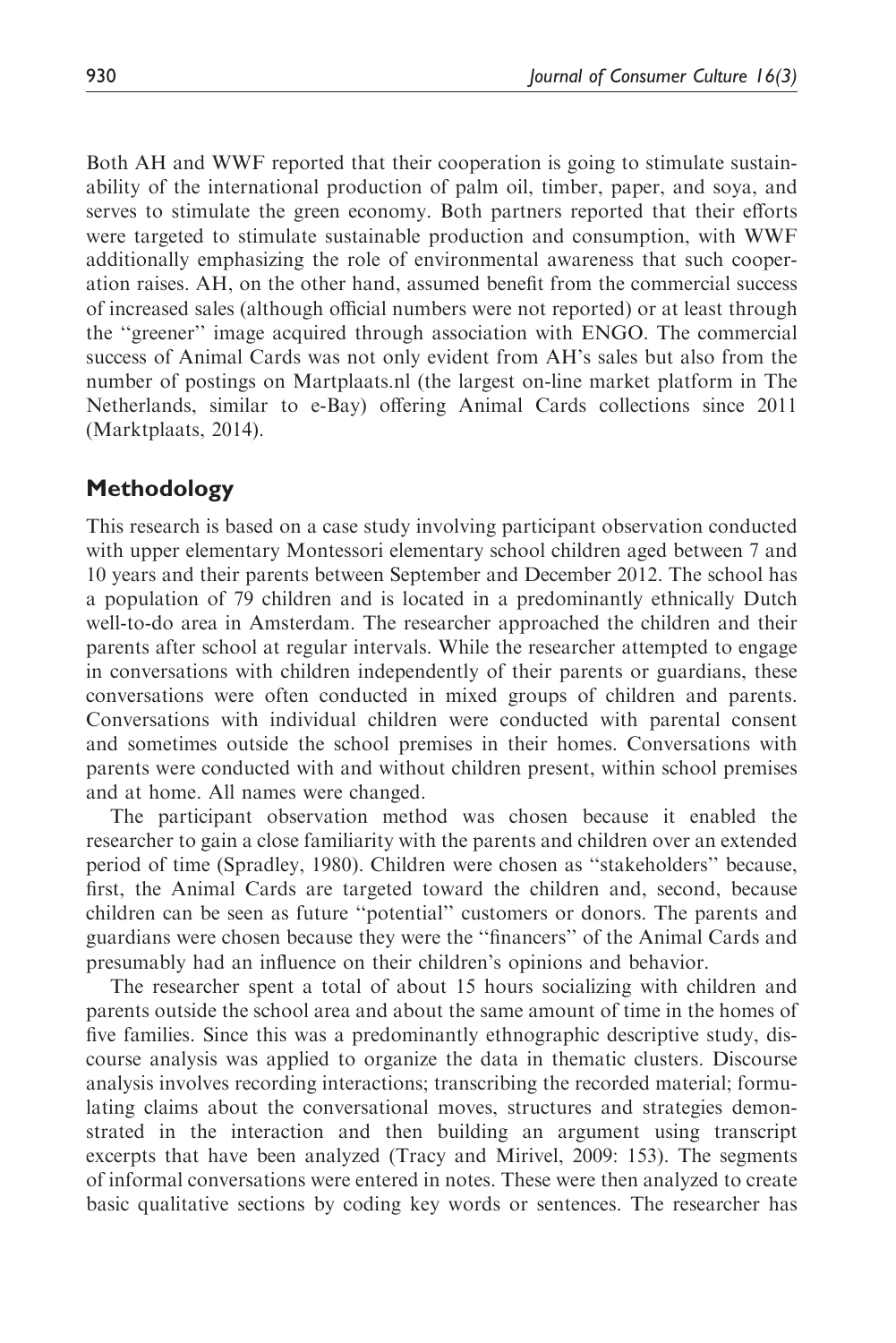Both AH and WWF reported that their cooperation is going to stimulate sustainability of the international production of palm oil, timber, paper, and soya, and serves to stimulate the green economy. Both partners reported that their efforts were targeted to stimulate sustainable production and consumption, with WWF additionally emphasizing the role of environmental awareness that such cooperation raises. AH, on the other hand, assumed benefit from the commercial success of increased sales (although official numbers were not reported) or at least through the ''greener'' image acquired through association with ENGO. The commercial success of Animal Cards was not only evident from AH's sales but also from the number of postings on Martplaats.nl (the largest on-line market platform in The Netherlands, similar to e-Bay) offering Animal Cards collections since 2011 (Marktplaats, 2014).

## Methodology

This research is based on a case study involving participant observation conducted with upper elementary Montessori elementary school children aged between 7 and 10 years and their parents between September and December 2012. The school has a population of 79 children and is located in a predominantly ethnically Dutch well-to-do area in Amsterdam. The researcher approached the children and their parents after school at regular intervals. While the researcher attempted to engage in conversations with children independently of their parents or guardians, these conversations were often conducted in mixed groups of children and parents. Conversations with individual children were conducted with parental consent and sometimes outside the school premises in their homes. Conversations with parents were conducted with and without children present, within school premises and at home. All names were changed.

The participant observation method was chosen because it enabled the researcher to gain a close familiarity with the parents and children over an extended period of time (Spradley, 1980). Children were chosen as ''stakeholders'' because, first, the Animal Cards are targeted toward the children and, second, because children can be seen as future ''potential'' customers or donors. The parents and guardians were chosen because they were the ''financers'' of the Animal Cards and presumably had an influence on their children's opinions and behavior.

The researcher spent a total of about 15 hours socializing with children and parents outside the school area and about the same amount of time in the homes of five families. Since this was a predominantly ethnographic descriptive study, discourse analysis was applied to organize the data in thematic clusters. Discourse analysis involves recording interactions; transcribing the recorded material; formulating claims about the conversational moves, structures and strategies demonstrated in the interaction and then building an argument using transcript excerpts that have been analyzed (Tracy and Mirivel, 2009: 153). The segments of informal conversations were entered in notes. These were then analyzed to create basic qualitative sections by coding key words or sentences. The researcher has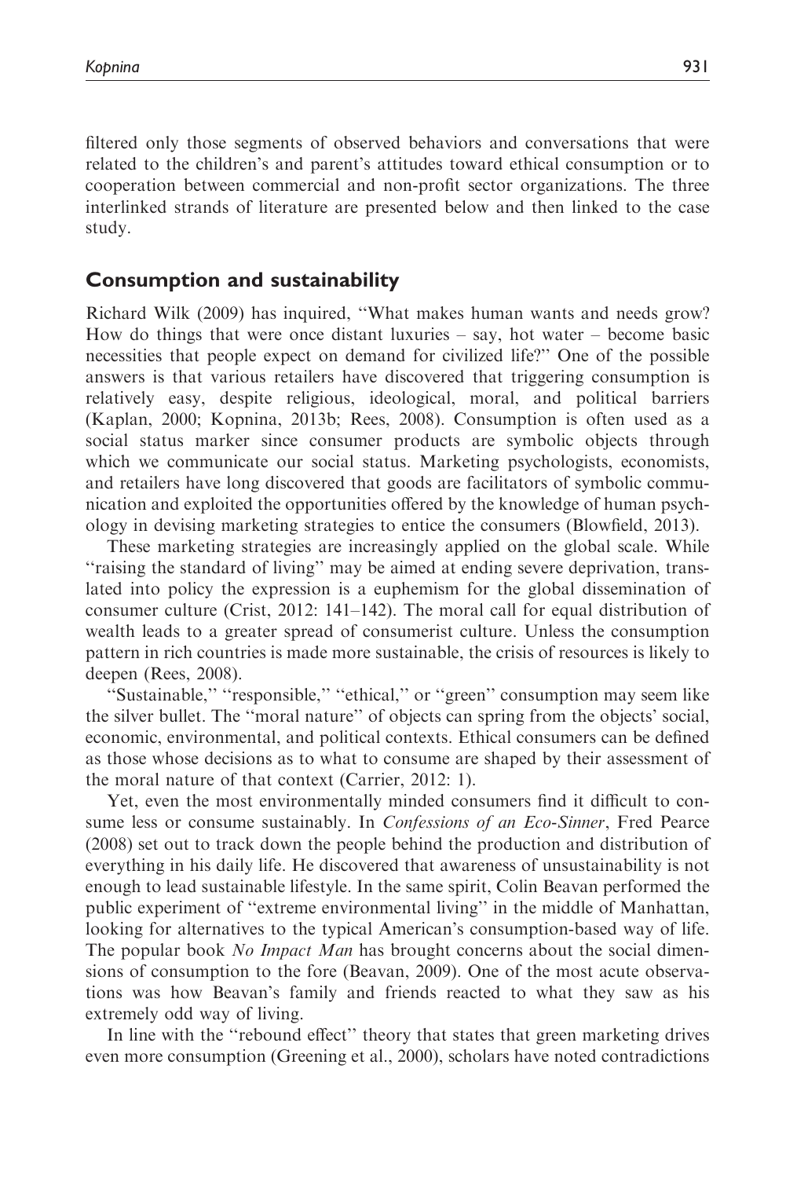filtered only those segments of observed behaviors and conversations that were related to the children's and parent's attitudes toward ethical consumption or to cooperation between commercial and non-profit sector organizations. The three interlinked strands of literature are presented below and then linked to the case study.

## Consumption and sustainability

Richard Wilk (2009) has inquired, "What makes human wants and needs grow? How do things that were once distant luxuries – say, hot water – become basic necessities that people expect on demand for civilized life?" One of the possible answers is that various retailers have discovered that triggering consumption is relatively easy, despite religious, ideological, moral, and political barriers (Kaplan, 2000; Kopnina, 2013b; Rees, 2008). Consumption is often used as a social status marker since consumer products are symbolic objects through which we communicate our social status. Marketing psychologists, economists, and retailers have long discovered that goods are facilitators of symbolic communication and exploited the opportunities offered by the knowledge of human psychology in devising marketing strategies to entice the consumers (Blowfield, 2013).

These marketing strategies are increasingly applied on the global scale. While "raising the standard of living" may be aimed at ending severe deprivation, translated into policy the expression is a euphemism for the global dissemination of consumer culture (Crist, 2012: 141–142). The moral call for equal distribution of wealth leads to a greater spread of consumerist culture. Unless the consumption pattern in rich countries is made more sustainable, the crisis of resources is likely to deepen (Rees, 2008).

"Sustainable," "responsible," "ethical," or "green" consumption may seem like the silver bullet. The "moral nature" of objects can spring from the objects' social, economic, environmental, and political contexts. Ethical consumers can be defined as those whose decisions as to what to consume are shaped by their assessment of the moral nature of that context (Carrier, 2012: 1).

Yet, even the most environmentally minded consumers find it difficult to consume less or consume sustainably. In *Confessions of an Eco-Sinner*, Fred Pearce (2008) set out to track down the people behind the production and distribution of everything in his daily life. He discovered that awareness of unsustainability is not enough to lead sustainable lifestyle. In the same spirit, Colin Beavan performed the public experiment of "extreme environmental living" in the middle of Manhattan, looking for alternatives to the typical American's consumption-based way of life. The popular book *No Impact Man* has brought concerns about the social dimensions of consumption to the fore (Beavan, 2009). One of the most acute observations was how Beavan's family and friends reacted to what they saw as his extremely odd way of living.

In line with the "rebound effect" theory that states that green marketing drives even more consumption (Greening et al., 2000), scholars have noted contradictions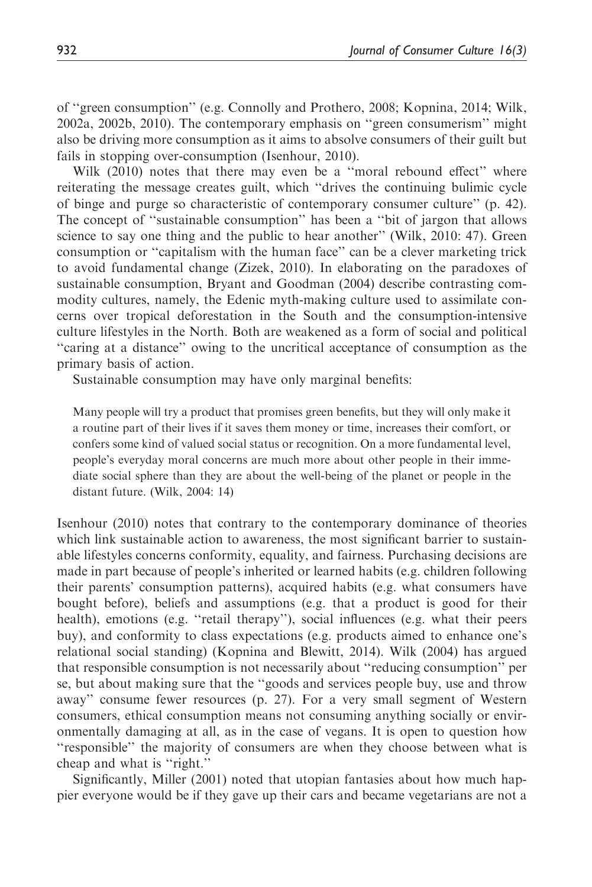of ''green consumption'' (e.g. Connolly and Prothero, 2008; Kopnina, 2014; Wilk, 2002a, 2002b, 2010). The contemporary emphasis on ''green consumerism'' might also be driving more consumption as it aims to absolve consumers of their guilt but fails in stopping over-consumption (Isenhour, 2010).

Wilk (2010) notes that there may even be a ''moral rebound effect'' where reiterating the message creates guilt, which ''drives the continuing bulimic cycle of binge and purge so characteristic of contemporary consumer culture'' (p. 42). The concept of ''sustainable consumption'' has been a ''bit of jargon that allows science to say one thing and the public to hear another'' (Wilk, 2010: 47). Green consumption or ''capitalism with the human face'' can be a clever marketing trick to avoid fundamental change (Zizek, 2010). In elaborating on the paradoxes of sustainable consumption, Bryant and Goodman (2004) describe contrasting commodity cultures, namely, the Edenic myth-making culture used to assimilate concerns over tropical deforestation in the South and the consumption-intensive culture lifestyles in the North. Both are weakened as a form of social and political ''caring at a distance'' owing to the uncritical acceptance of consumption as the primary basis of action.

Sustainable consumption may have only marginal benefits:

> Many people will try a product that promises green benefits, but they will only make it a routine part of their lives if it saves them money or time, increases their comfort, or confers some kind of valued social status or recognition. On a more fundamental level, people's everyday moral concerns are much more about other people in their immediate social sphere than they are about the well-being of the planet or people in the distant future. (Wilk, 2004: 14)

Isenhour (2010) notes that contrary to the contemporary dominance of theories which link sustainable action to awareness, the most significant barrier to sustainable lifestyles concerns conformity, equality, and fairness. Purchasing decisions are made in part because of people's inherited or learned habits (e.g. children following their parents' consumption patterns), acquired habits (e.g. what consumers have bought before), beliefs and assumptions (e.g. that a product is good for their health), emotions (e.g. ''retail therapy''), social influences (e.g. what their peers buy), and conformity to class expectations (e.g. products aimed to enhance one's relational social standing) (Kopnina and Blewitt, 2014). Wilk (2004) has argued that responsible consumption is not necessarily about ''reducing consumption'' per se, but about making sure that the ''goods and services people buy, use and throw away'' consume fewer resources (p. 27). For a very small segment of Western consumers, ethical consumption means not consuming anything socially or environmentally damaging at all, as in the case of vegans. It is open to question how ''responsible'' the majority of consumers are when they choose between what is cheap and what is ''right.''

Significantly, Miller (2001) noted that utopian fantasies about how much happier everyone would be if they gave up their cars and became vegetarians are not a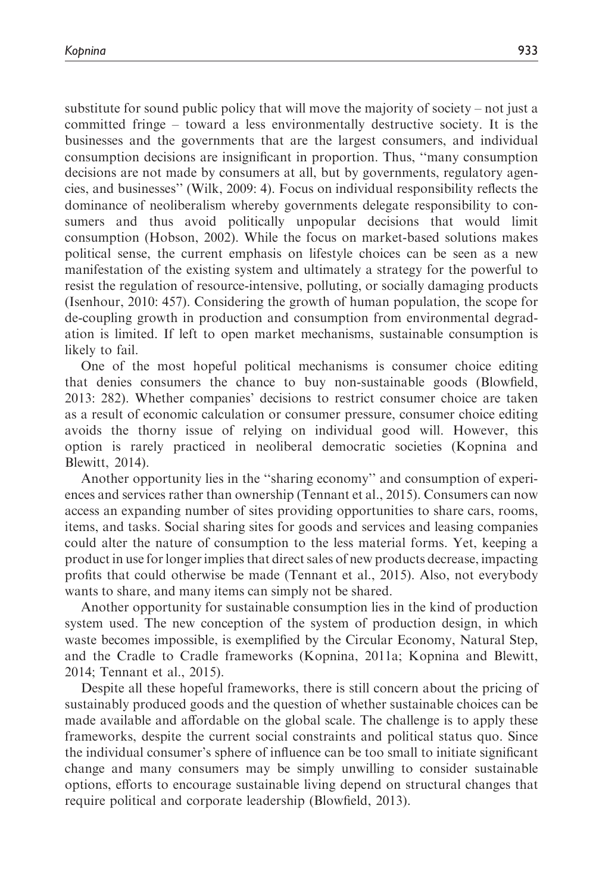substitute for sound public policy that will move the majority of society – not just a committed fringe – toward a less environmentally destructive society. It is the businesses and the governments that are the largest consumers, and individual consumption decisions are insignificant in proportion. Thus, ''many consumption decisions are not made by consumers at all, but by governments, regulatory agencies, and businesses'' (Wilk, 2009: 4). Focus on individual responsibility reflects the dominance of neoliberalism whereby governments delegate responsibility to consumers and thus avoid politically unpopular decisions that would limit consumption (Hobson, 2002). While the focus on market-based solutions makes political sense, the current emphasis on lifestyle choices can be seen as a new manifestation of the existing system and ultimately a strategy for the powerful to resist the regulation of resource-intensive, polluting, or socially damaging products (Isenhour, 2010: 457). Considering the growth of human population, the scope for de-coupling growth in production and consumption from environmental degradation is limited. If left to open market mechanisms, sustainable consumption is likely to fail.

One of the most hopeful political mechanisms is consumer choice editing that denies consumers the chance to buy non-sustainable goods (Blowfield, 2013: 282). Whether companies' decisions to restrict consumer choice are taken as a result of economic calculation or consumer pressure, consumer choice editing avoids the thorny issue of relying on individual good will. However, this option is rarely practiced in neoliberal democratic societies (Kopnina and Blewitt, 2014).

Another opportunity lies in the ''sharing economy'' and consumption of experiences and services rather than ownership (Tennant et al., 2015). Consumers can now access an expanding number of sites providing opportunities to share cars, rooms, items, and tasks. Social sharing sites for goods and services and leasing companies could alter the nature of consumption to the less material forms. Yet, keeping a product in use for longer implies that direct sales of new products decrease, impacting profits that could otherwise be made (Tennant et al., 2015). Also, not everybody wants to share, and many items can simply not be shared.

Another opportunity for sustainable consumption lies in the kind of production system used. The new conception of the system of production design, in which waste becomes impossible, is exemplified by the Circular Economy, Natural Step, and the Cradle to Cradle frameworks (Kopnina, 2011a; Kopnina and Blewitt, 2014; Tennant et al., 2015).

Despite all these hopeful frameworks, there is still concern about the pricing of sustainably produced goods and the question of whether sustainable choices can be made available and affordable on the global scale. The challenge is to apply these frameworks, despite the current social constraints and political status quo. Since the individual consumer's sphere of influence can be too small to initiate significant change and many consumers may be simply unwilling to consider sustainable options, efforts to encourage sustainable living depend on structural changes that require political and corporate leadership (Blowfield, 2013).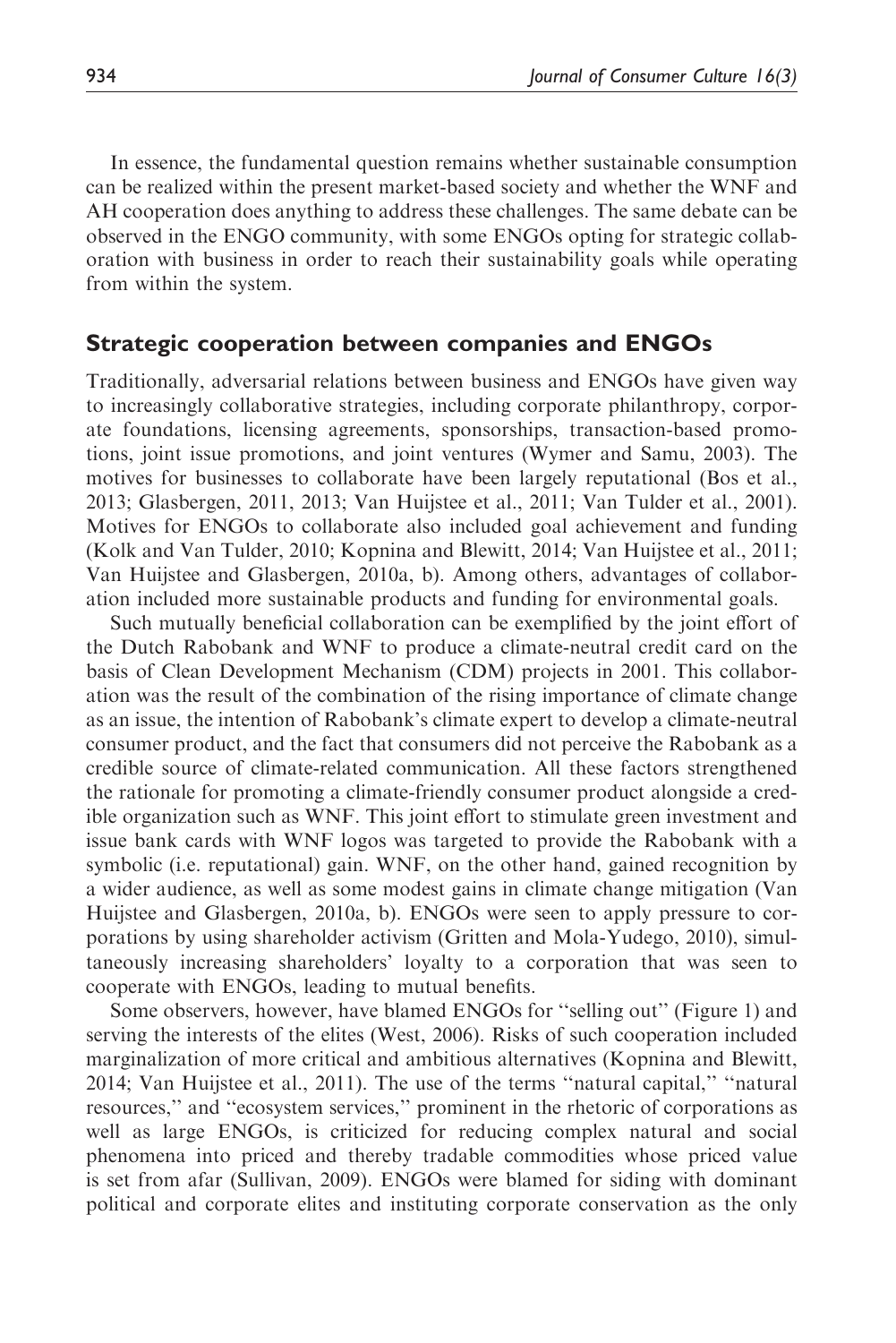In essence, the fundamental question remains whether sustainable consumption can be realized within the present market-based society and whether the WNF and AH cooperation does anything to address these challenges. The same debate can be observed in the ENGO community, with some ENGOs opting for strategic collaboration with business in order to reach their sustainability goals while operating from within the system.

## Strategic cooperation between companies and ENGOs

Traditionally, adversarial relations between business and ENGOs have given way to increasingly collaborative strategies, including corporate philanthropy, corporate foundations, licensing agreements, sponsorships, transaction-based promotions, joint issue promotions, and joint ventures (Wymer and Samu, 2003). The motives for businesses to collaborate have been largely reputational (Bos et al., 2013; Glasbergen, 2011, 2013; Van Huijstee et al., 2011; Van Tulder et al., 2001). Motives for ENGOs to collaborate also included goal achievement and funding (Kolk and Van Tulder, 2010; Kopnina and Blewitt, 2014; Van Huijstee et al., 2011; Van Huijstee and Glasbergen, 2010a, b). Among others, advantages of collaboration included more sustainable products and funding for environmental goals.

Such mutually beneficial collaboration can be exemplified by the joint effort of the Dutch Rabobank and WNF to produce a climate-neutral credit card on the basis of Clean Development Mechanism (CDM) projects in 2001. This collaboration was the result of the combination of the rising importance of climate change as an issue, the intention of Rabobank's climate expert to develop a climate-neutral consumer product, and the fact that consumers did not perceive the Rabobank as a credible source of climate-related communication. All these factors strengthened the rationale for promoting a climate-friendly consumer product alongside a credible organization such as WNF. This joint effort to stimulate green investment and issue bank cards with WNF logos was targeted to provide the Rabobank with a symbolic (i.e. reputational) gain. WNF, on the other hand, gained recognition by a wider audience, as well as some modest gains in climate change mitigation (Van Huijstee and Glasbergen, 2010a, b). ENGOs were seen to apply pressure to corporations by using shareholder activism (Gritten and Mola-Yudego, 2010), simultaneously increasing shareholders' loyalty to a corporation that was seen to cooperate with ENGOs, leading to mutual benefits.

Some observers, however, have blamed ENGOs for "selling out" (Figure 1) and serving the interests of the elites (West, 2006). Risks of such cooperation included marginalization of more critical and ambitious alternatives (Kopnina and Blewitt, 2014; Van Huijstee et al., 2011). The use of the terms "natural capital," "natural resources," and "ecosystem services," prominent in the rhetoric of corporations as well as large ENGOs, is criticized for reducing complex natural and social phenomena into priced and thereby tradable commodities whose priced value is set from afar (Sullivan, 2009). ENGOs were blamed for siding with dominant political and corporate elites and instituting corporate conservation as the only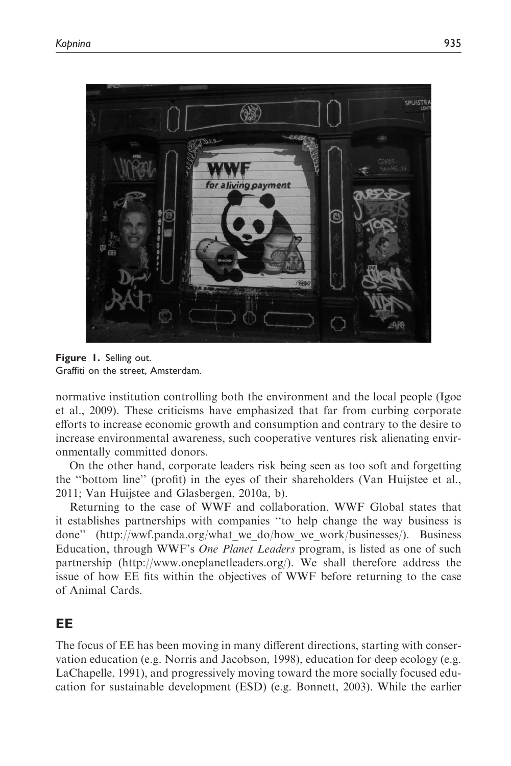**Figure 1.** Selling out.
Graffiti on the street, Amsterdam.

normative institution controlling both the environment and the local people (Igoe et al., 2009). These criticisms have emphasized that far from curbing corporate efforts to increase economic growth and consumption and contrary to the desire to increase environmental awareness, such cooperative ventures risk alienating environmentally committed donors.

On the other hand, corporate leaders risk being seen as too soft and forgetting the ''bottom line'' (profit) in the eyes of their shareholders (Van Huijstee et al., 2011; Van Huijstee and Glasbergen, 2010a, b).

Returning to the case of WWF and collaboration, WWF Global states that it establishes partnerships with companies ''to help change the way business is done'' (http://wwf.panda.org/what_we_do/how_we_work/businesses/). Business Education, through WWF's *One Planet Leaders* program, is listed as one of such partnership (http://www.oneplanetleaders.org/). We shall therefore address the issue of how EE fits within the objectives of WWF before returning to the case of Animal Cards.

## EE

The focus of EE has been moving in many different directions, starting with conservation education (e.g. Norris and Jacobson, 1998), education for deep ecology (e.g. LaChapelle, 1991), and progressively moving toward the more socially focused education for sustainable development (ESD) (e.g. Bonnett, 2003). While the earlier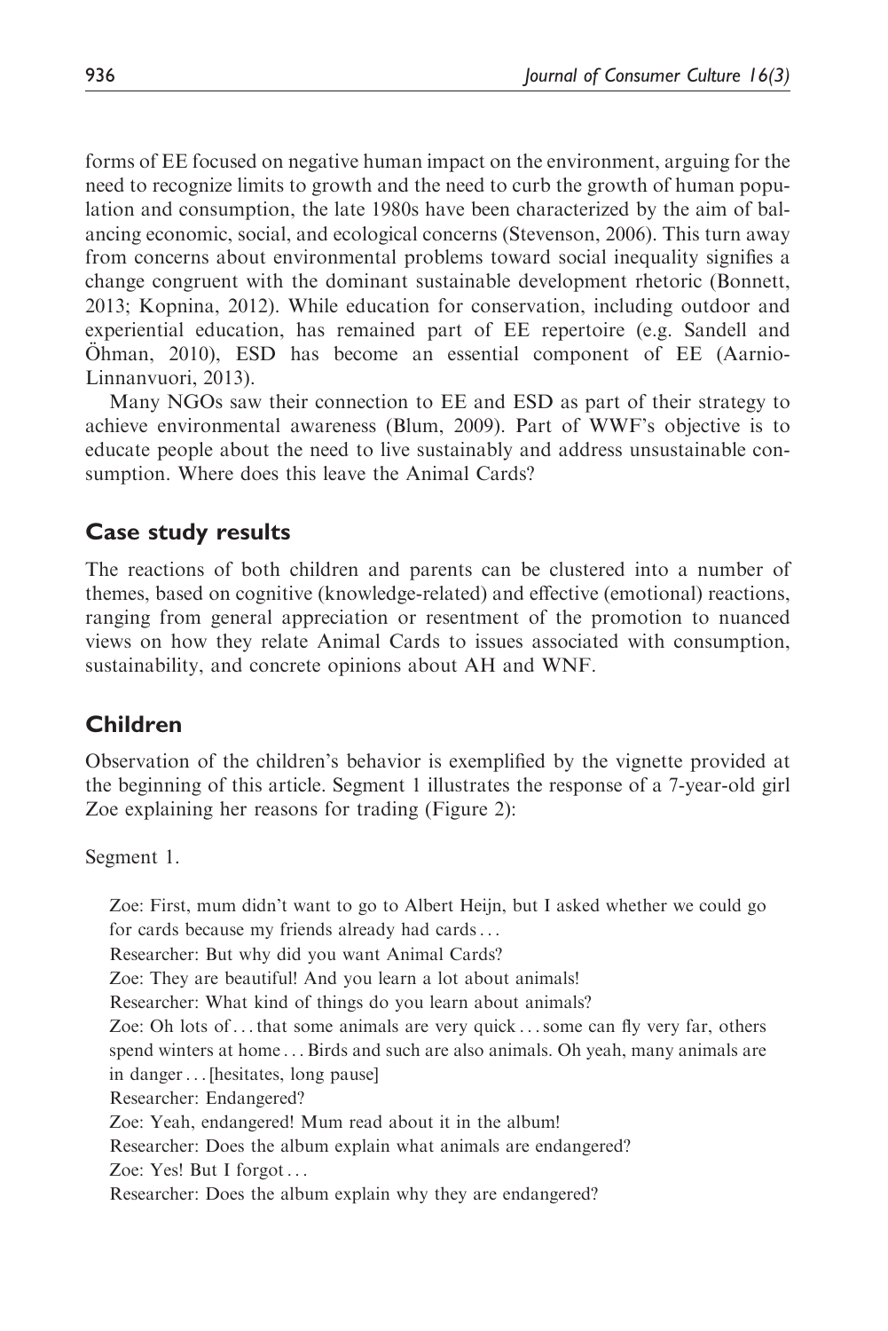forms of EE focused on negative human impact on the environment, arguing for the need to recognize limits to growth and the need to curb the growth of human population and consumption, the late 1980s have been characterized by the aim of balancing economic, social, and ecological concerns (Stevenson, 2006). This turn away from concerns about environmental problems toward social inequality signifies a change congruent with the dominant sustainable development rhetoric (Bonnett, 2013; Kopnina, 2012). While education for conservation, including outdoor and experiential education, has remained part of EE repertoire (e.g. Sandell and Öhman, 2010), ESD has become an essential component of EE (Aarnio-Linnanvuori, 2013).

Many NGOs saw their connection to EE and ESD as part of their strategy to achieve environmental awareness (Blum, 2009). Part of WWF's objective is to educate people about the need to live sustainably and address unsustainable consumption. Where does this leave the Animal Cards?

## Case study results

The reactions of both children and parents can be clustered into a number of themes, based on cognitive (knowledge-related) and effective (emotional) reactions, ranging from general appreciation or resentment of the promotion to nuanced views on how they relate Animal Cards to issues associated with consumption, sustainability, and concrete opinions about AH and WNF.

## Children

Observation of the children's behavior is exemplified by the vignette provided at the beginning of this article. Segment 1 illustrates the response of a 7-year-old girl Zoe explaining her reasons for trading (Figure 2):

Segment 1.

> Zoe: First, mum didn't want to go to Albert Heijn, but I asked whether we could go for cards because my friends already had cards...
> Researcher: But why did you want Animal Cards?
> Zoe: They are beautiful! And you learn a lot about animals!
> Researcher: What kind of things do you learn about animals?
> Zoe: Oh lots of... that some animals are very quick... some can fly very far, others spend winters at home... Birds and such are also animals. Oh yeah, many animals are in danger... [hesitates, long pause]
> Researcher: Endangered?
> Zoe: Yeah, endangered! Mum read about it in the album!
> Researcher: Does the album explain what animals are endangered?
> Zoe: Yes! But I forgot...
> Researcher: Does the album explain why they are endangered?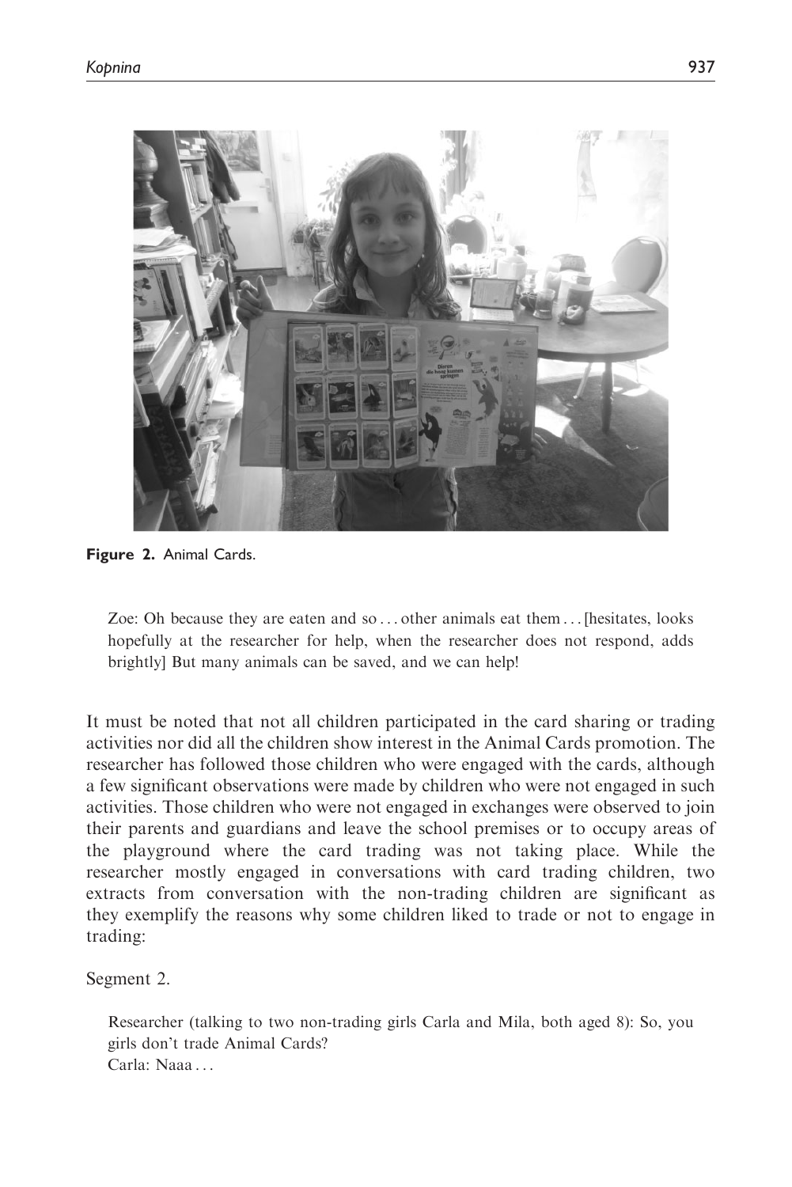Figure 2. Animal Cards.

> Zoe: Oh because they are eaten and so . . . other animals eat them . . . [hesitates, looks hopefully at the researcher for help, when the researcher does not respond, adds brightly] But many animals can be saved, and we can help!

It must be noted that not all children participated in the card sharing or trading activities nor did all the children show interest in the Animal Cards promotion. The researcher has followed those children who were engaged with the cards, although a few significant observations were made by children who were not engaged in such activities. Those children who were not engaged in exchanges were observed to join their parents and guardians and leave the school premises or to occupy areas of the playground where the card trading was not taking place. While the researcher mostly engaged in conversations with card trading children, two extracts from conversation with the non-trading children are significant as they exemplify the reasons why some children liked to trade or not to engage in trading:

Segment 2.

> Researcher (talking to two non-trading girls Carla and Mila, both aged 8): So, you girls don't trade Animal Cards?
> Carla: Naaa . . .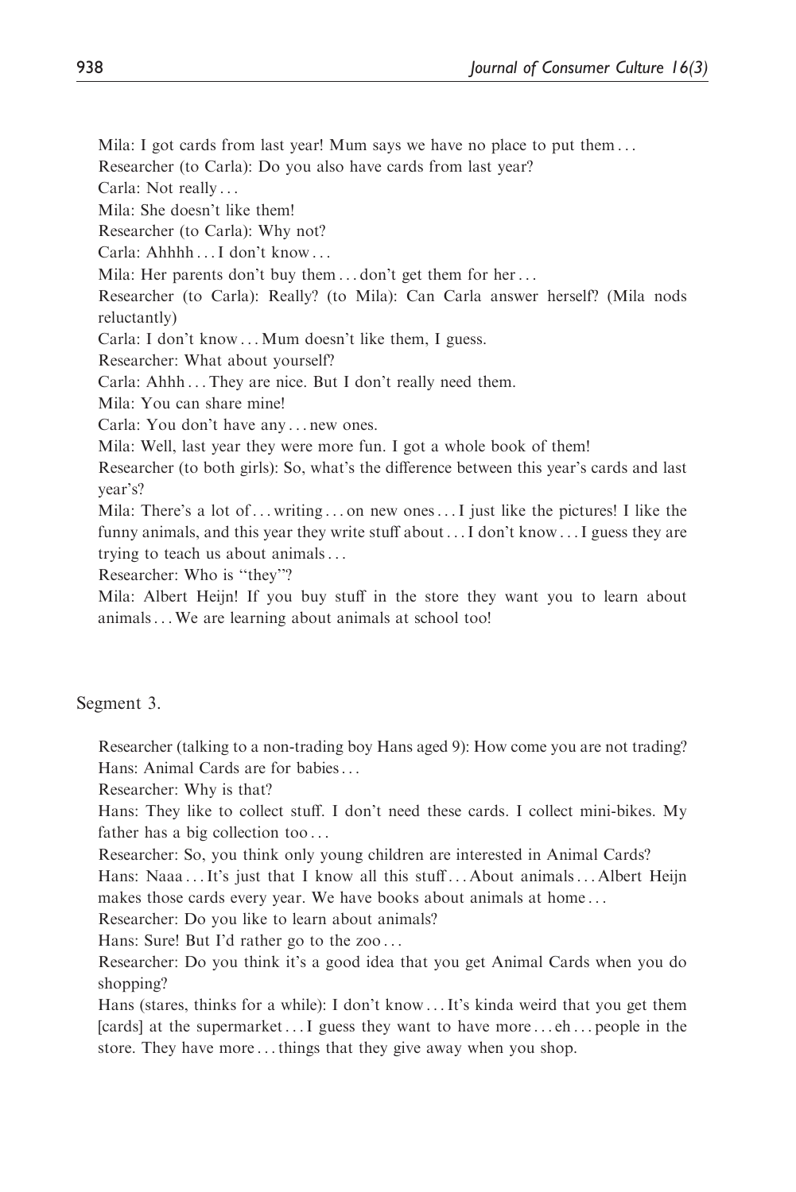Mila: I got cards from last year! Mum says we have no place to put them . . .

Researcher (to Carla): Do you also have cards from last year?

Carla: Not really . . .

Mila: She doesn't like them!

Researcher (to Carla): Why not?

Carla: Ahhhh . . . I don't know . . .

Mila: Her parents don't buy them . . . don't get them for her . . .

Researcher (to Carla): Really? (to Mila): Can Carla answer herself? (Mila nods reluctantly)

Carla: I don't know . . . Mum doesn't like them, I guess.

Researcher: What about yourself?

Carla: Ahhh . . . They are nice. But I don't really need them.

Mila: You can share mine!

Carla: You don't have any . . . new ones.

Mila: Well, last year they were more fun. I got a whole book of them!

Researcher (to both girls): So, what's the difference between this year's cards and last year's?

Mila: There's a lot of . . . writing . . . on new ones . . . I just like the pictures! I like the funny animals, and this year they write stuff about . . . I don't know . . . I guess they are trying to teach us about animals . . .

Researcher: Who is "they"?

Mila: Albert Heijn! If you buy stuff in the store they want you to learn about animals . . . We are learning about animals at school too!

Segment 3.

Researcher (talking to a non-trading boy Hans aged 9): How come you are not trading?

Hans: Animal Cards are for babies . . .

Researcher: Why is that?

Hans: They like to collect stuff. I don't need these cards. I collect mini-bikes. My father has a big collection too . . .

Researcher: So, you think only young children are interested in Animal Cards?

Hans: Naaa . . . It's just that I know all this stuff . . . About animals . . . Albert Heijn makes those cards every year. We have books about animals at home . . .

Researcher: Do you like to learn about animals?

Hans: Sure! But I'd rather go to the zoo . . .

Researcher: Do you think it's a good idea that you get Animal Cards when you do shopping?

Hans (stares, thinks for a while): I don't know . . . It's kinda weird that you get them [cards] at the supermarket . . . I guess they want to have more . . . eh . . . people in the store. They have more . . . things that they give away when you shop.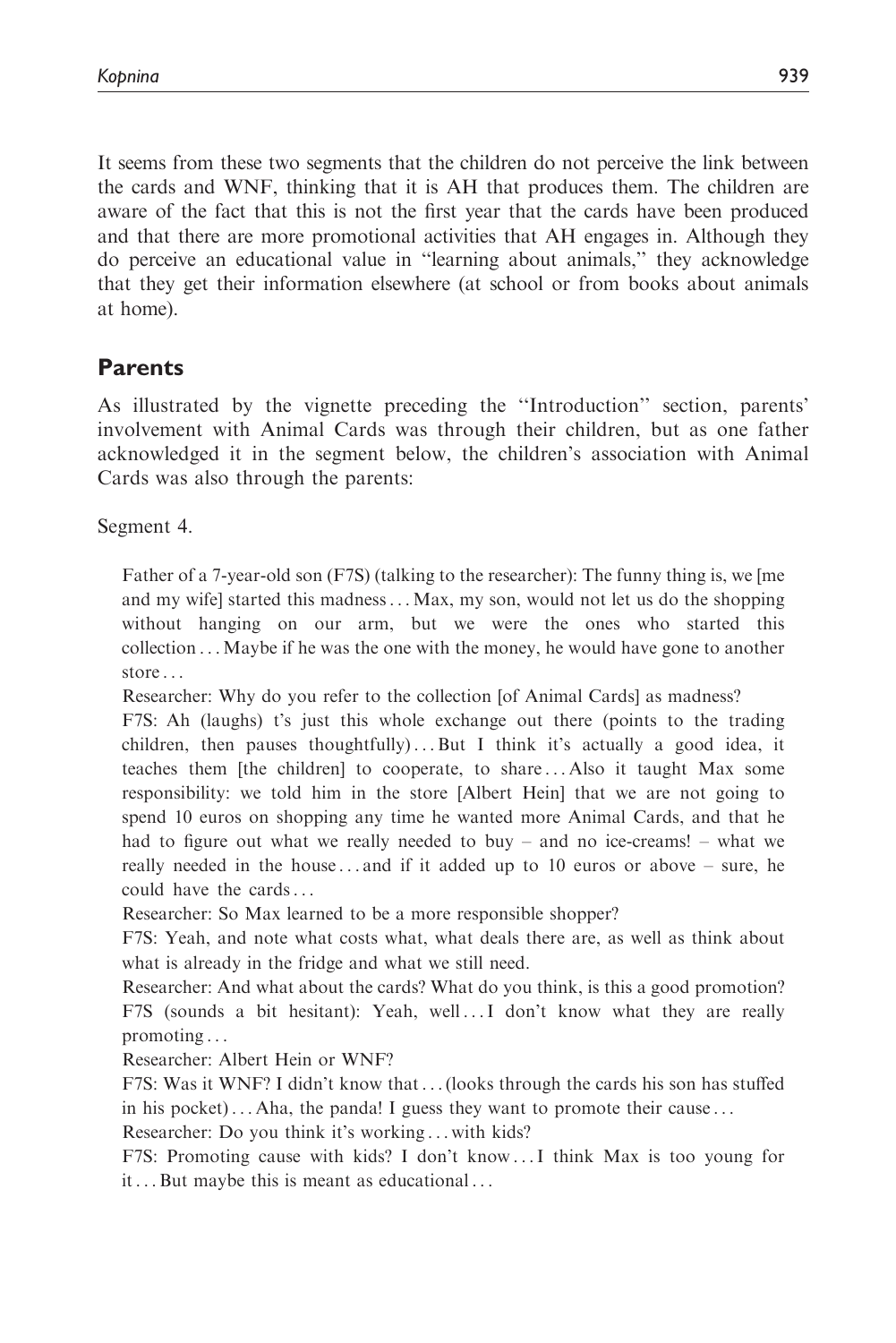It seems from these two segments that the children do not perceive the link between the cards and WNF, thinking that it is AH that produces them. The children are aware of the fact that this is not the first year that the cards have been produced and that there are more promotional activities that AH engages in. Although they do perceive an educational value in "learning about animals," they acknowledge that they get their information elsewhere (at school or from books about animals at home).

## Parents

As illustrated by the vignette preceding the "Introduction" section, parents' involvement with Animal Cards was through their children, but as one father acknowledged it in the segment below, the children's association with Animal Cards was also through the parents:

Segment 4.

> Father of a 7-year-old son (F7S) (talking to the researcher): The funny thing is, we [me and my wife] started this madness . . . Max, my son, would not let us do the shopping without hanging on our arm, but we were the ones who started this collection . . . Maybe if he was the one with the money, he would have gone to another store . . .
>
> Researcher: Why do you refer to the collection [of Animal Cards] as madness?
>
> F7S: Ah (laughs) t's just this whole exchange out there (points to the trading children, then pauses thoughtfully) . . . But I think it's actually a good idea, it teaches them [the children] to cooperate, to share . . . Also it taught Max some responsibility: we told him in the store [Albert Hein] that we are not going to spend 10 euros on shopping any time he wanted more Animal Cards, and that he had to figure out what we really needed to buy – and no ice-creams! – what we really needed in the house . . . and if it added up to 10 euros or above – sure, he could have the cards . . .
>
> Researcher: So Max learned to be a more responsible shopper?
>
> F7S: Yeah, and note what costs what, what deals there are, as well as think about what is already in the fridge and what we still need.
>
> Researcher: And what about the cards? What do you think, is this a good promotion?
>
> F7S (sounds a bit hesitant): Yeah, well . . . I don't know what they are really promoting . . .
>
> Researcher: Albert Hein or WNF?
>
> F7S: Was it WNF? I didn't know that . . . (looks through the cards his son has stuffed in his pocket) . . . Aha, the panda! I guess they want to promote their cause . . .
>
> Researcher: Do you think it's working . . . with kids?
>
> F7S: Promoting cause with kids? I don't know . . . I think Max is too young for it . . . But maybe this is meant as educational . . .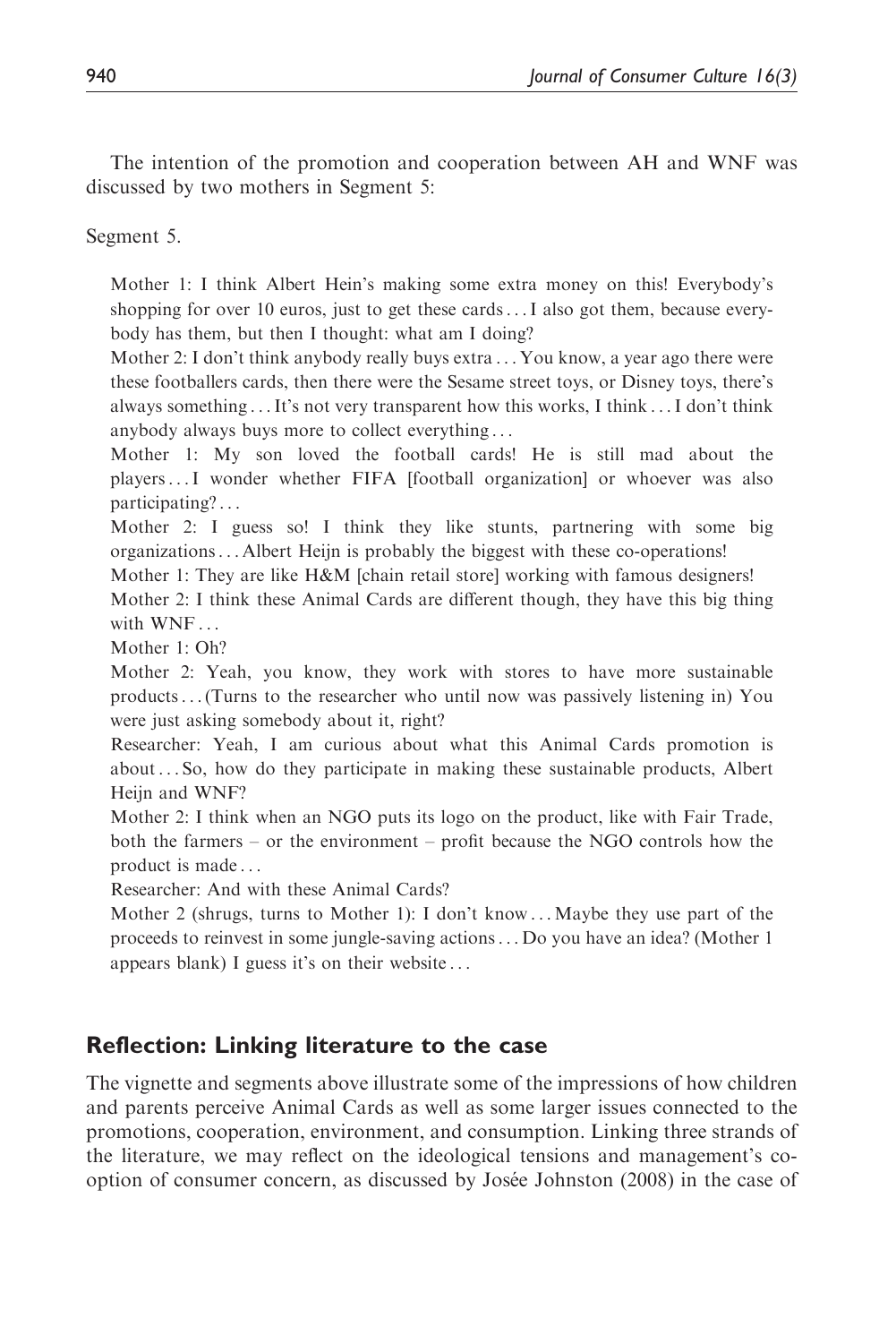The intention of the promotion and cooperation between AH and WNF was discussed by two mothers in Segment 5:

Segment 5.

> Mother 1: I think Albert Hein's making some extra money on this! Everybody's shopping for over 10 euros, just to get these cards ... I also got them, because everybody has them, but then I thought: what am I doing?
>
> Mother 2: I don't think anybody really buys extra ... You know, a year ago there were these footballers cards, then there were the Sesame street toys, or Disney toys, there's always something ... It's not very transparent how this works, I think ... I don't think anybody always buys more to collect everything ...
>
> Mother 1: My son loved the football cards! He is still mad about the players ... I wonder whether FIFA [football organization] or whoever was also participating? ...
>
> Mother 2: I guess so! I think they like stunts, partnering with some big organizations ... Albert Heijn is probably the biggest with these co-operations!
>
> Mother 1: They are like H&M [chain retail store] working with famous designers!
>
> Mother 2: I think these Animal Cards are different though, they have this big thing with WNF ...
>
> Mother 1: Oh?
>
> Mother 2: Yeah, you know, they work with stores to have more sustainable products ... (Turns to the researcher who until now was passively listening in) You were just asking somebody about it, right?
>
> Researcher: Yeah, I am curious about what this Animal Cards promotion is about ... So, how do they participate in making these sustainable products, Albert Heijn and WNF?
>
> Mother 2: I think when an NGO puts its logo on the product, like with Fair Trade, both the farmers – or the environment – profit because the NGO controls how the product is made ...
>
> Researcher: And with these Animal Cards?
>
> Mother 2 (shrugs, turns to Mother 1): I don't know ... Maybe they use part of the proceeds to reinvest in some jungle-saving actions ... Do you have an idea? (Mother 1 appears blank) I guess it's on their website ...

## Reflection: Linking literature to the case

The vignette and segments above illustrate some of the impressions of how children and parents perceive Animal Cards as well as some larger issues connected to the promotions, cooperation, environment, and consumption. Linking three strands of the literature, we may reflect on the ideological tensions and management's co-option of consumer concern, as discussed by Josée Johnston (2008) in the case of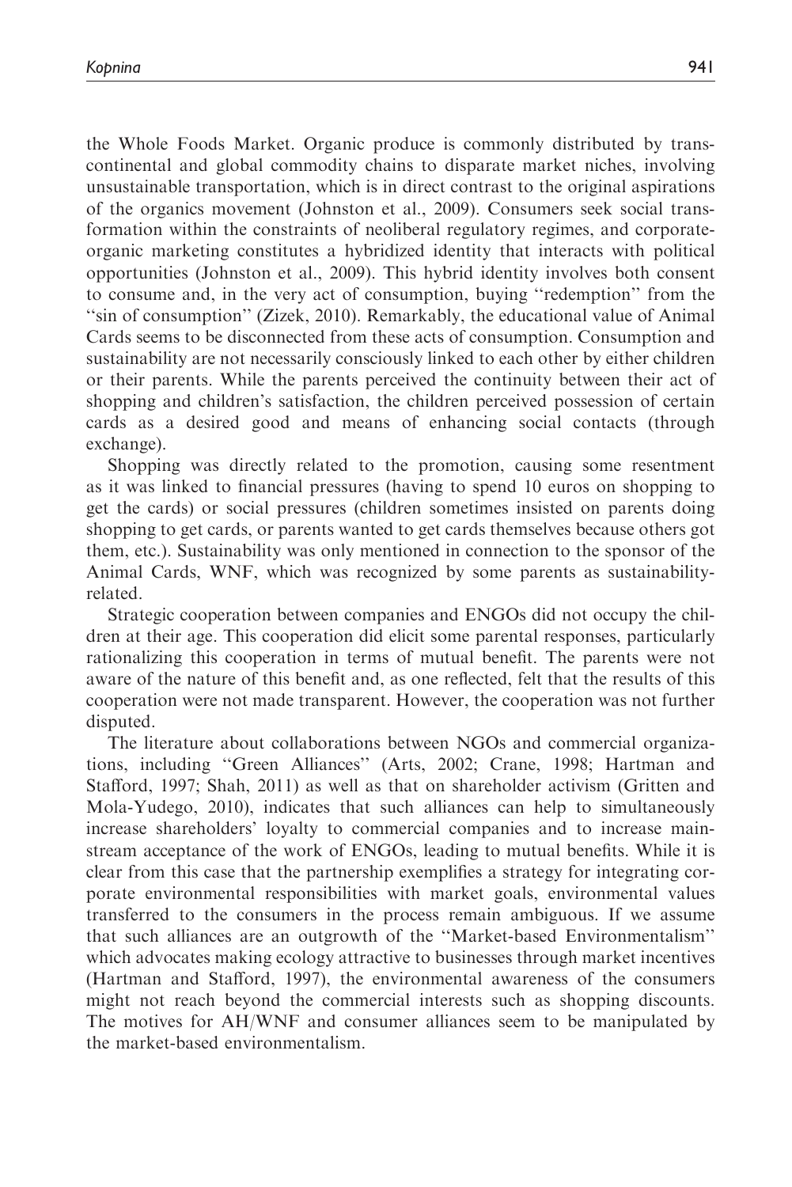the Whole Foods Market. Organic produce is commonly distributed by transcontinental and global commodity chains to disparate market niches, involving unsustainable transportation, which is in direct contrast to the original aspirations of the organics movement (Johnston et al., 2009). Consumers seek social transformation within the constraints of neoliberal regulatory regimes, and corporate-organic marketing constitutes a hybridized identity that interacts with political opportunities (Johnston et al., 2009). This hybrid identity involves both consent to consume and, in the very act of consumption, buying ''redemption'' from the ''sin of consumption'' (Zizek, 2010). Remarkably, the educational value of Animal Cards seems to be disconnected from these acts of consumption. Consumption and sustainability are not necessarily consciously linked to each other by either children or their parents. While the parents perceived the continuity between their act of shopping and children's satisfaction, the children perceived possession of certain cards as a desired good and means of enhancing social contacts (through exchange).

Shopping was directly related to the promotion, causing some resentment as it was linked to financial pressures (having to spend 10 euros on shopping to get the cards) or social pressures (children sometimes insisted on parents doing shopping to get cards, or parents wanted to get cards themselves because others got them, etc.). Sustainability was only mentioned in connection to the sponsor of the Animal Cards, WNF, which was recognized by some parents as sustainability-related.

Strategic cooperation between companies and ENGOs did not occupy the children at their age. This cooperation did elicit some parental responses, particularly rationalizing this cooperation in terms of mutual benefit. The parents were not aware of the nature of this benefit and, as one reflected, felt that the results of this cooperation were not made transparent. However, the cooperation was not further disputed.

The literature about collaborations between NGOs and commercial organizations, including ''Green Alliances'' (Arts, 2002; Crane, 1998; Hartman and Stafford, 1997; Shah, 2011) as well as that on shareholder activism (Gritten and Mola-Yudego, 2010), indicates that such alliances can help to simultaneously increase shareholders' loyalty to commercial companies and to increase mainstream acceptance of the work of ENGOs, leading to mutual benefits. While it is clear from this case that the partnership exemplifies a strategy for integrating corporate environmental responsibilities with market goals, environmental values transferred to the consumers in the process remain ambiguous. If we assume that such alliances are an outgrowth of the ''Market-based Environmentalism'' which advocates making ecology attractive to businesses through market incentives (Hartman and Stafford, 1997), the environmental awareness of the consumers might not reach beyond the commercial interests such as shopping discounts. The motives for AH/WNF and consumer alliances seem to be manipulated by the market-based environmentalism.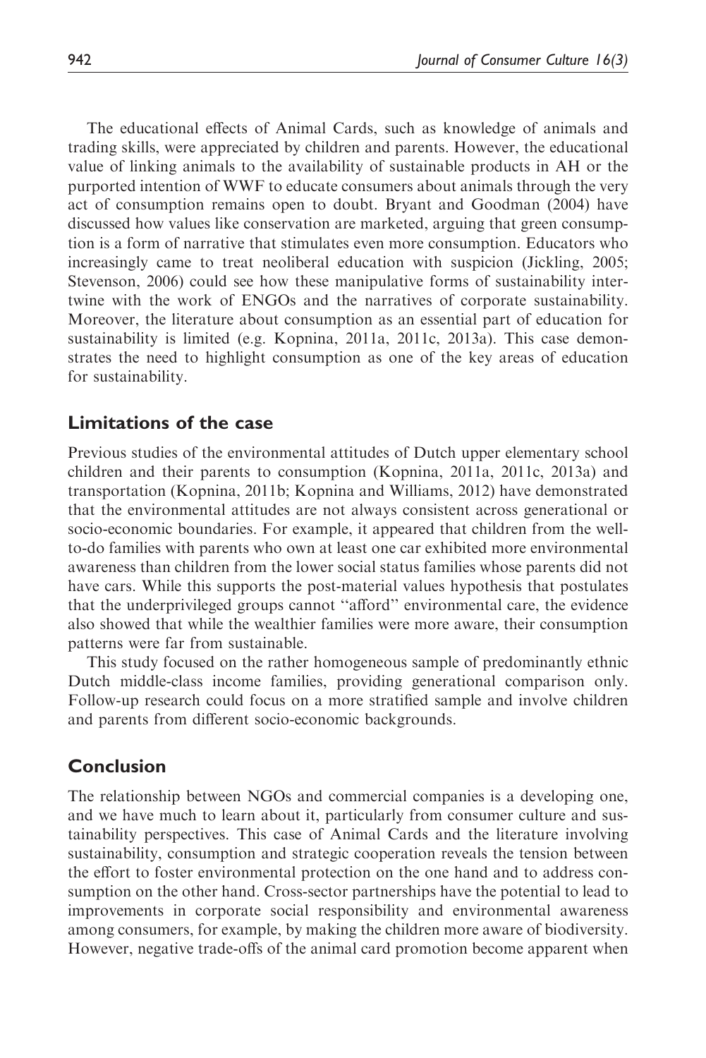The educational effects of Animal Cards, such as knowledge of animals and trading skills, were appreciated by children and parents. However, the educational value of linking animals to the availability of sustainable products in AH or the purported intention of WWF to educate consumers about animals through the very act of consumption remains open to doubt. Bryant and Goodman (2004) have discussed how values like conservation are marketed, arguing that green consumption is a form of narrative that stimulates even more consumption. Educators who increasingly came to treat neoliberal education with suspicion (Jickling, 2005; Stevenson, 2006) could see how these manipulative forms of sustainability intertwine with the work of ENGOs and the narratives of corporate sustainability. Moreover, the literature about consumption as an essential part of education for sustainability is limited (e.g. Kopnina, 2011a, 2011c, 2013a). This case demonstrates the need to highlight consumption as one of the key areas of education for sustainability.

## Limitations of the case

Previous studies of the environmental attitudes of Dutch upper elementary school children and their parents to consumption (Kopnina, 2011a, 2011c, 2013a) and transportation (Kopnina, 2011b; Kopnina and Williams, 2012) have demonstrated that the environmental attitudes are not always consistent across generational or socio-economic boundaries. For example, it appeared that children from the well-to-do families with parents who own at least one car exhibited more environmental awareness than children from the lower social status families whose parents did not have cars. While this supports the post-material values hypothesis that postulates that the underprivileged groups cannot ''afford'' environmental care, the evidence also showed that while the wealthier families were more aware, their consumption patterns were far from sustainable.

This study focused on the rather homogeneous sample of predominantly ethnic Dutch middle-class income families, providing generational comparison only. Follow-up research could focus on a more stratified sample and involve children and parents from different socio-economic backgrounds.

## Conclusion

The relationship between NGOs and commercial companies is a developing one, and we have much to learn about it, particularly from consumer culture and sustainability perspectives. This case of Animal Cards and the literature involving sustainability, consumption and strategic cooperation reveals the tension between the effort to foster environmental protection on the one hand and to address consumption on the other hand. Cross-sector partnerships have the potential to lead to improvements in corporate social responsibility and environmental awareness among consumers, for example, by making the children more aware of biodiversity. However, negative trade-offs of the animal card promotion become apparent when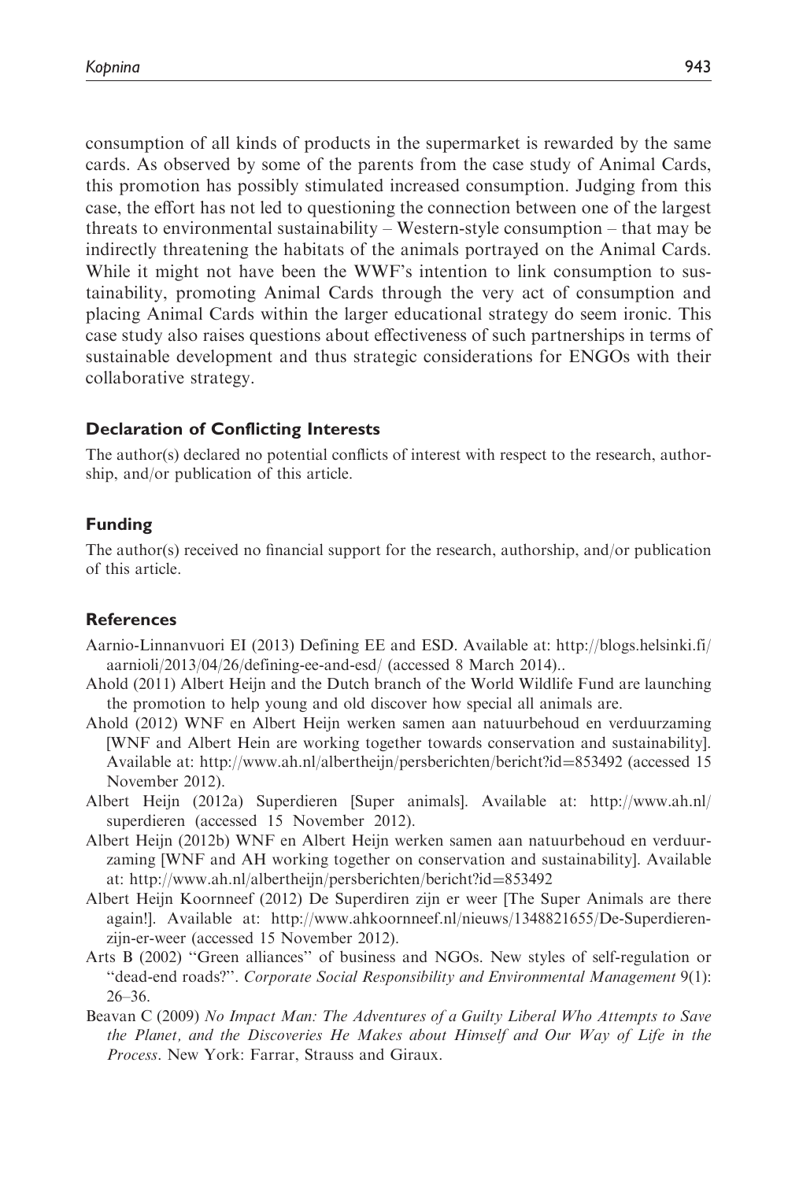consumption of all kinds of products in the supermarket is rewarded by the same cards. As observed by some of the parents from the case study of Animal Cards, this promotion has possibly stimulated increased consumption. Judging from this case, the effort has not led to questioning the connection between one of the largest threats to environmental sustainability – Western-style consumption – that may be indirectly threatening the habitats of the animals portrayed on the Animal Cards. While it might not have been the WWF's intention to link consumption to sustainability, promoting Animal Cards through the very act of consumption and placing Animal Cards within the larger educational strategy do seem ironic. This case study also raises questions about effectiveness of such partnerships in terms of sustainable development and thus strategic considerations for ENGOs with their collaborative strategy.

### Declaration of Conflicting Interests

The author(s) declared no potential conflicts of interest with respect to the research, authorship, and/or publication of this article.

### Funding

The author(s) received no financial support for the research, authorship, and/or publication of this article.

### References

Aarnio-Linnanvuori EI (2013) Defining EE and ESD. Available at: http://blogs.helsinki.fi/aarnioli/2013/04/26/defining-ee-and-esd/ (accessed 8 March 2014)..

Ahold (2011) Albert Heijn and the Dutch branch of the World Wildlife Fund are launching the promotion to help young and old discover how special all animals are.

Ahold (2012) WNF en Albert Heijn werken samen aan natuurbehoud en verduurzaming [WNF and Albert Hein are working together towards conservation and sustainability]. Available at: http://www.ah.nl/albertheijn/persberichten/bericht?id=853492 (accessed 15 November 2012).

Albert Heijn (2012a) Superdieren [Super animals]. Available at: http://www.ah.nl/superdieren (accessed 15 November 2012).

Albert Heijn (2012b) WNF en Albert Heijn werken samen aan natuurbehoud en verduurzaming [WNF and AH working together on conservation and sustainability]. Available at: http://www.ah.nl/albertheijn/persberichten/bericht?id=853492

Albert Heijn Koornneef (2012) De Superdiren zijn er weer [The Super Animals are there again!]. Available at: http://www.ahkoornneef.nl/nieuws/1348821655/De-Superdieren-zijn-er-weer (accessed 15 November 2012).

Arts B (2002) "Green alliances" of business and NGOs. New styles of self-regulation or "dead-end roads?". *Corporate Social Responsibility and Environmental Management* 9(1): 26–36.

Beavan C (2009) *No Impact Man: The Adventures of a Guilty Liberal Who Attempts to Save the Planet, and the Discoveries He Makes about Himself and Our Way of Life in the Process*. New York: Farrar, Strauss and Giraux.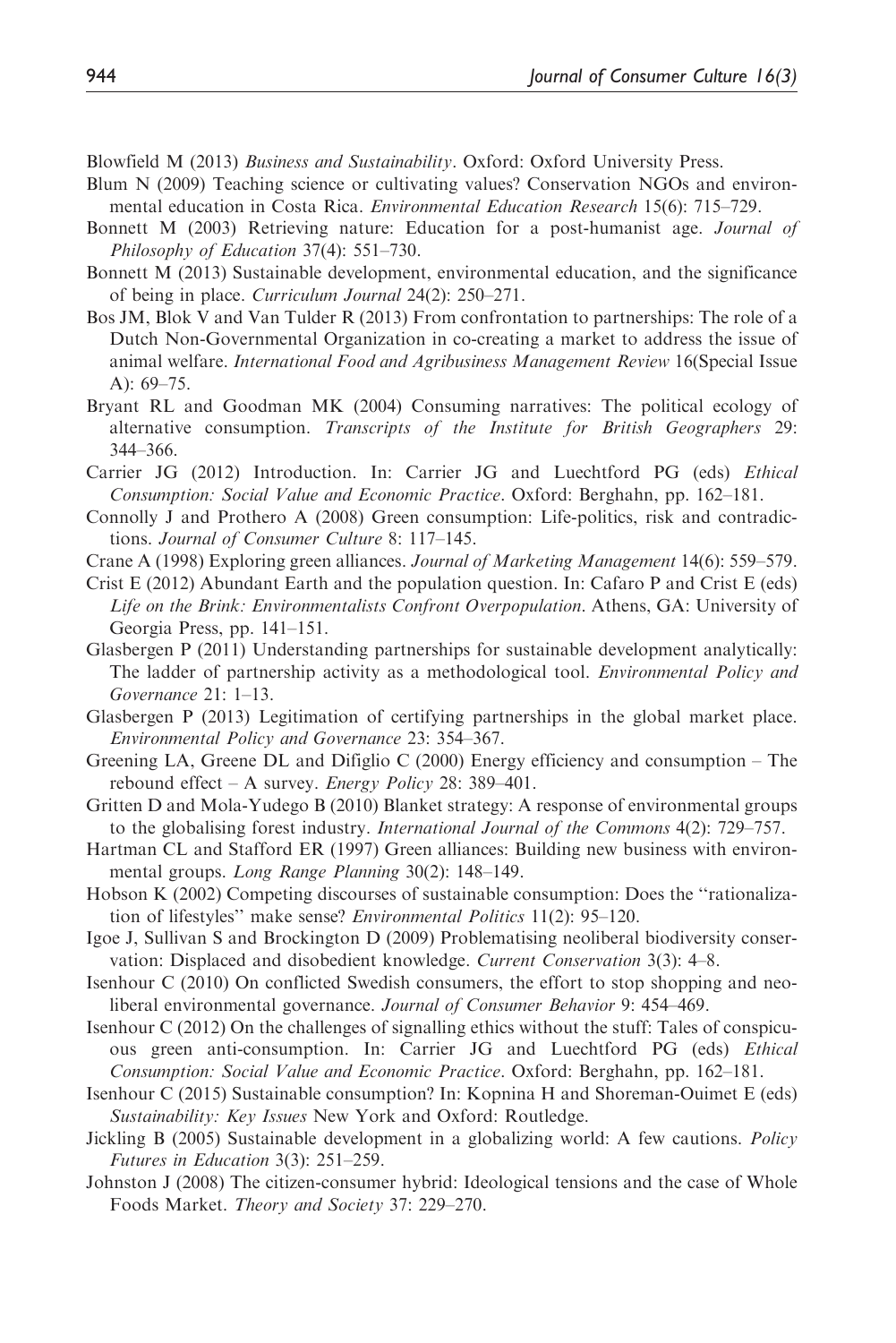Blowfield M (2013) *Business and Sustainability*. Oxford: Oxford University Press.

Blum N (2009) Teaching science or cultivating values? Conservation NGOs and environmental education in Costa Rica. *Environmental Education Research* 15(6): 715–729.

Bonnett M (2003) Retrieving nature: Education for a post-humanist age. *Journal of Philosophy of Education* 37(4): 551–730.

Bonnett M (2013) Sustainable development, environmental education, and the significance of being in place. *Curriculum Journal* 24(2): 250–271.

Bos JM, Blok V and Van Tulder R (2013) From confrontation to partnerships: The role of a Dutch Non-Governmental Organization in co-creating a market to address the issue of animal welfare. *International Food and Agribusiness Management Review* 16(Special Issue A): 69–75.

Bryant RL and Goodman MK (2004) Consuming narratives: The political ecology of alternative consumption. *Transcripts of the Institute for British Geographers* 29: 344–366.

Carrier JG (2012) Introduction. In: Carrier JG and Luechtford PG (eds) *Ethical Consumption: Social Value and Economic Practice*. Oxford: Berghahn, pp. 162–181.

Connolly J and Prothero A (2008) Green consumption: Life-politics, risk and contradictions. *Journal of Consumer Culture* 8: 117–145.

Crane A (1998) Exploring green alliances. *Journal of Marketing Management* 14(6): 559–579.

Crist E (2012) Abundant Earth and the population question. In: Cafaro P and Crist E (eds) *Life on the Brink: Environmentalists Confront Overpopulation*. Athens, GA: University of Georgia Press, pp. 141–151.

Glasbergen P (2011) Understanding partnerships for sustainable development analytically: The ladder of partnership activity as a methodological tool. *Environmental Policy and Governance* 21: 1–13.

Glasbergen P (2013) Legitimation of certifying partnerships in the global market place. *Environmental Policy and Governance* 23: 354–367.

Greening LA, Greene DL and Difiglio C (2000) Energy efficiency and consumption – The rebound effect – A survey. *Energy Policy* 28: 389–401.

Gritten D and Mola-Yudego B (2010) Blanket strategy: A response of environmental groups to the globalising forest industry. *International Journal of the Commons* 4(2): 729–757.

Hartman CL and Stafford ER (1997) Green alliances: Building new business with environmental groups. *Long Range Planning* 30(2): 148–149.

Hobson K (2002) Competing discourses of sustainable consumption: Does the ''rationalization of lifestyles'' make sense? *Environmental Politics* 11(2): 95–120.

Igoe J, Sullivan S and Brockington D (2009) Problematising neoliberal biodiversity conservation: Displaced and disobedient knowledge. *Current Conservation* 3(3): 4–8.

Isenhour C (2010) On conflicted Swedish consumers, the effort to stop shopping and neoliberal environmental governance. *Journal of Consumer Behavior* 9: 454–469.

Isenhour C (2012) On the challenges of signalling ethics without the stuff: Tales of conspicuous green anti-consumption. In: Carrier JG and Luechtford PG (eds) *Ethical Consumption: Social Value and Economic Practice*. Oxford: Berghahn, pp. 162–181.

Isenhour C (2015) Sustainable consumption? In: Kopnina H and Shoreman-Ouimet E (eds) *Sustainability: Key Issues* New York and Oxford: Routledge.

Jickling B (2005) Sustainable development in a globalizing world: A few cautions. *Policy Futures in Education* 3(3): 251–259.

Johnston J (2008) The citizen-consumer hybrid: Ideological tensions and the case of Whole Foods Market. *Theory and Society* 37: 229–270.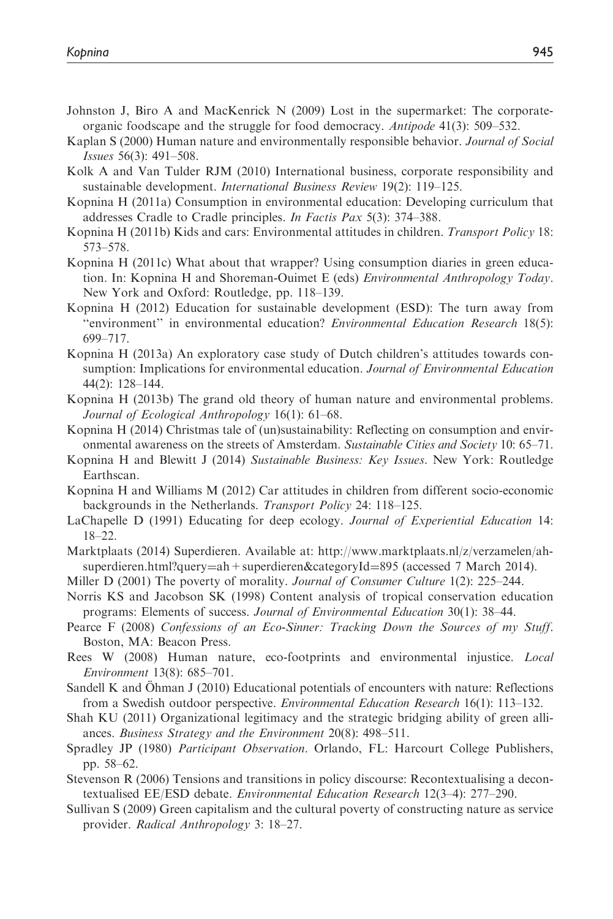Johnston J, Biro A and MacKenrick N (2009) Lost in the supermarket: The corporate-organic foodscape and the struggle for food democracy. *Antipode* 41(3): 509–532.

Kaplan S (2000) Human nature and environmentally responsible behavior. *Journal of Social Issues* 56(3): 491–508.

Kolk A and Van Tulder RJM (2010) International business, corporate responsibility and sustainable development. *International Business Review* 19(2): 119–125.

Kopnina H (2011a) Consumption in environmental education: Developing curriculum that addresses Cradle to Cradle principles. *In Factis Pax* 5(3): 374–388.

Kopnina H (2011b) Kids and cars: Environmental attitudes in children. *Transport Policy* 18: 573–578.

Kopnina H (2011c) What about that wrapper? Using consumption diaries in green education. In: Kopnina H and Shoreman-Ouimet E (eds) *Environmental Anthropology Today*. New York and Oxford: Routledge, pp. 118–139.

Kopnina H (2012) Education for sustainable development (ESD): The turn away from ''environment'' in environmental education? *Environmental Education Research* 18(5): 699–717.

Kopnina H (2013a) An exploratory case study of Dutch children's attitudes towards consumption: Implications for environmental education. *Journal of Environmental Education* 44(2): 128–144.

Kopnina H (2013b) The grand old theory of human nature and environmental problems. *Journal of Ecological Anthropology* 16(1): 61–68.

Kopnina H (2014) Christmas tale of (un)sustainability: Reflecting on consumption and environmental awareness on the streets of Amsterdam. *Sustainable Cities and Society* 10: 65–71.

Kopnina H and Blewitt J (2014) *Sustainable Business: Key Issues*. New York: Routledge Earthscan.

Kopnina H and Williams M (2012) Car attitudes in children from different socio-economic backgrounds in the Netherlands. *Transport Policy* 24: 118–125.

LaChapelle D (1991) Educating for deep ecology. *Journal of Experiential Education* 14: 18–22.

Marktplaats (2014) Superdieren. Available at: http://www.marktplaats.nl/z/verzamelen/ah-superdieren.html?query=ah + superdieren&categoryId=895 (accessed 7 March 2014).

Miller D (2001) The poverty of morality. *Journal of Consumer Culture* 1(2): 225–244.

Norris KS and Jacobson SK (1998) Content analysis of tropical conservation education programs: Elements of success. *Journal of Environmental Education* 30(1): 38–44.

Pearce F (2008) *Confessions of an Eco-Sinner: Tracking Down the Sources of my Stuff*. Boston, MA: Beacon Press.

Rees W (2008) Human nature, eco-footprints and environmental injustice. *Local Environment* 13(8): 685–701.

Sandell K and Öhman J (2010) Educational potentials of encounters with nature: Reflections from a Swedish outdoor perspective. *Environmental Education Research* 16(1): 113–132.

Shah KU (2011) Organizational legitimacy and the strategic bridging ability of green alliances. *Business Strategy and the Environment* 20(8): 498–511.

Spradley JP (1980) *Participant Observation*. Orlando, FL: Harcourt College Publishers, pp. 58–62.

Stevenson R (2006) Tensions and transitions in policy discourse: Recontextualising a decontextualised EE/ESD debate. *Environmental Education Research* 12(3–4): 277–290.

Sullivan S (2009) Green capitalism and the cultural poverty of constructing nature as service provider. *Radical Anthropology* 3: 18–27.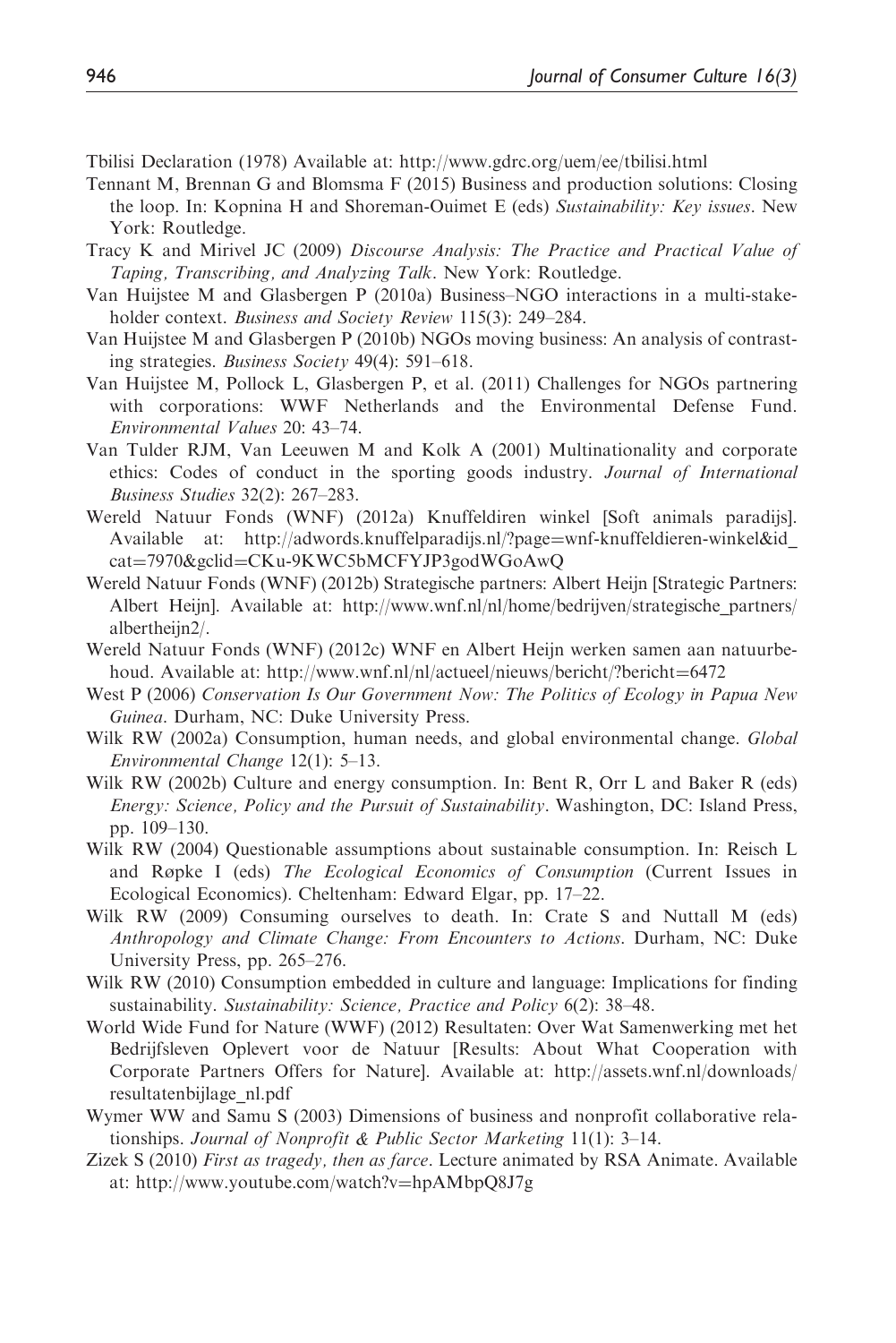Tbilisi Declaration (1978) Available at: http://www.gdrc.org/uem/ee/tbilisi.html

Tennant M, Brennan G and Blomsma F (2015) Business and production solutions: Closing the loop. In: Kopnina H and Shoreman-Ouimet E (eds) *Sustainability: Key issues*. New York: Routledge.

Tracy K and Mirivel JC (2009) *Discourse Analysis: The Practice and Practical Value of Taping, Transcribing, and Analyzing Talk*. New York: Routledge.

Van Huijstee M and Glasbergen P (2010a) Business–NGO interactions in a multi-stakeholder context. *Business and Society Review* 115(3): 249–284.

Van Huijstee M and Glasbergen P (2010b) NGOs moving business: An analysis of contrasting strategies. *Business Society* 49(4): 591–618.

Van Huijstee M, Pollock L, Glasbergen P, et al. (2011) Challenges for NGOs partnering with corporations: WWF Netherlands and the Environmental Defense Fund. *Environmental Values* 20: 43–74.

Van Tulder RJM, Van Leeuwen M and Kolk A (2001) Multinationality and corporate ethics: Codes of conduct in the sporting goods industry. *Journal of International Business Studies* 32(2): 267–283.

Wereld Natuur Fonds (WNF) (2012a) Knuffeldiren winkel [Soft animals paradijs]. Available at: http://adwords.knuffelparadijs.nl/?page=wnf-knuffeldieren-winkel&id_cat=7970&gclid=CKu-9KWC5bMCFYJP3godWGoAwQ

Wereld Natuur Fonds (WNF) (2012b) Strategische partners: Albert Heijn [Strategic Partners: Albert Heijn]. Available at: http://www.wnf.nl/nl/home/bedrijven/strategische_partners/albertheijn2/.

Wereld Natuur Fonds (WNF) (2012c) WNF en Albert Heijn werken samen aan natuurbehoud. Available at: http://www.wnf.nl/nl/actueel/nieuws/bericht/?bericht=6472

West P (2006) *Conservation Is Our Government Now: The Politics of Ecology in Papua New Guinea*. Durham, NC: Duke University Press.

Wilk RW (2002a) Consumption, human needs, and global environmental change. *Global Environmental Change* 12(1): 5–13.

Wilk RW (2002b) Culture and energy consumption. In: Bent R, Orr L and Baker R (eds) *Energy: Science, Policy and the Pursuit of Sustainability*. Washington, DC: Island Press, pp. 109–130.

Wilk RW (2004) Questionable assumptions about sustainable consumption. In: Reisch L and Røpke I (eds) *The Ecological Economics of Consumption* (Current Issues in Ecological Economics). Cheltenham: Edward Elgar, pp. 17–22.

Wilk RW (2009) Consuming ourselves to death. In: Crate S and Nuttall M (eds) *Anthropology and Climate Change: From Encounters to Actions*. Durham, NC: Duke University Press, pp. 265–276.

Wilk RW (2010) Consumption embedded in culture and language: Implications for finding sustainability. *Sustainability: Science, Practice and Policy* 6(2): 38–48.

World Wide Fund for Nature (WWF) (2012) Resultaten: Over Wat Samenwerking met het Bedrijfsleven Oplevert voor de Natuur [Results: About What Cooperation with Corporate Partners Offers for Nature]. Available at: http://assets.wnf.nl/downloads/resultatenbijlage_nl.pdf

Wymer WW and Samu S (2003) Dimensions of business and nonprofit collaborative relationships. *Journal of Nonprofit & Public Sector Marketing* 11(1): 3–14.

Zizek S (2010) *First as tragedy, then as farce*. Lecture animated by RSA Animate. Available at: http://www.youtube.com/watch?v=hpAMbpQ8J7g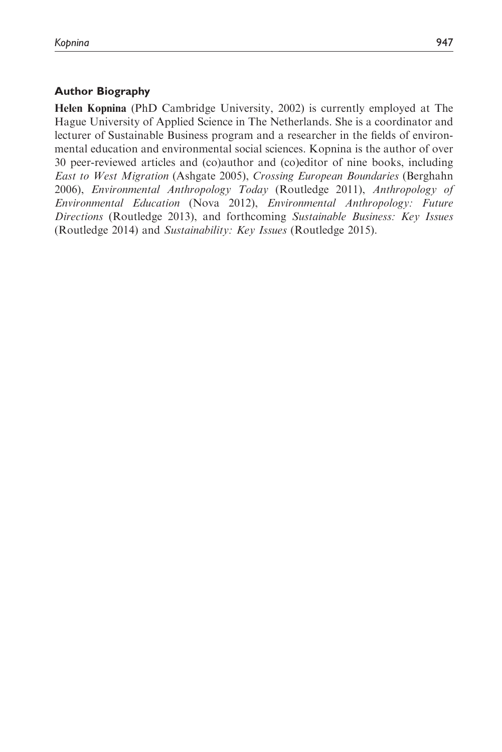## Author Biography

**Helen Kopnina** (PhD Cambridge University, 2002) is currently employed at The Hague University of Applied Science in The Netherlands. She is a coordinator and lecturer of Sustainable Business program and a researcher in the fields of environmental education and environmental social sciences. Kopnina is the author of over 30 peer-reviewed articles and (co)author and (co)editor of nine books, including *East to West Migration* (Ashgate 2005), *Crossing European Boundaries* (Berghahn 2006), *Environmental Anthropology Today* (Routledge 2011), *Anthropology of Environmental Education* (Nova 2012), *Environmental Anthropology: Future Directions* (Routledge 2013), and forthcoming *Sustainable Business: Key Issues* (Routledge 2014) and *Sustainability: Key Issues* (Routledge 2015).